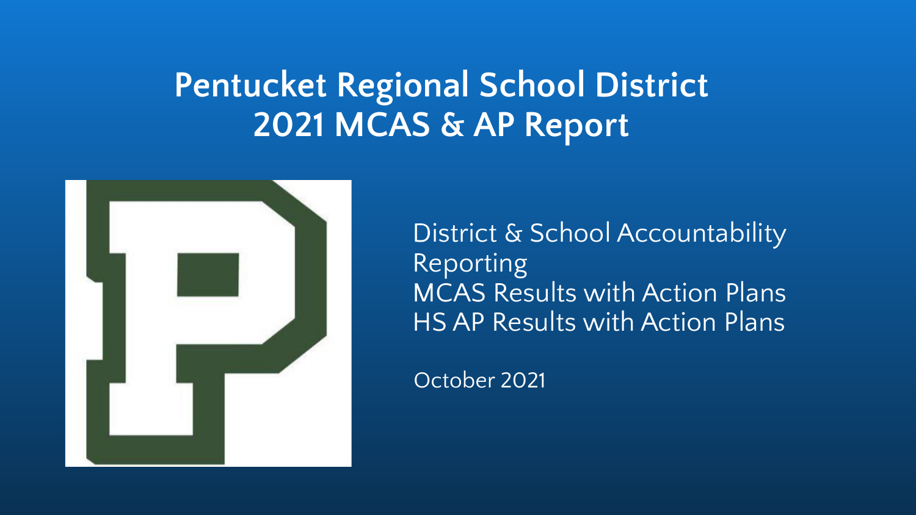# Pentucket Regional School District
# 2021 MCAS & AP Report

District & School Accountability Reporting
MCAS Results with Action Plans
HS AP Results with Action Plans

October 2021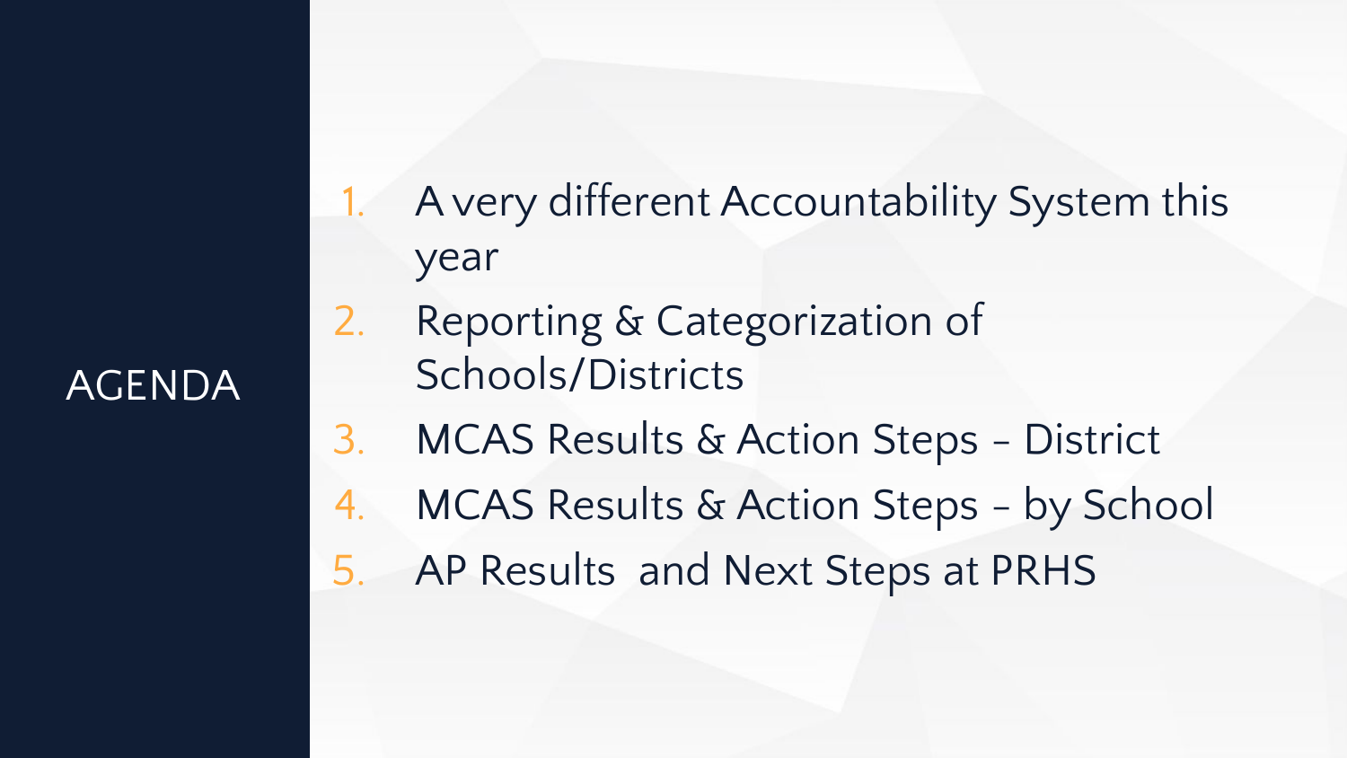# AGENDA

1. A very different Accountability System this year
2. Reporting & Categorization of Schools/Districts
3. MCAS Results & Action Steps – District
4. MCAS Results & Action Steps – by School
5. AP Results and Next Steps at PRHS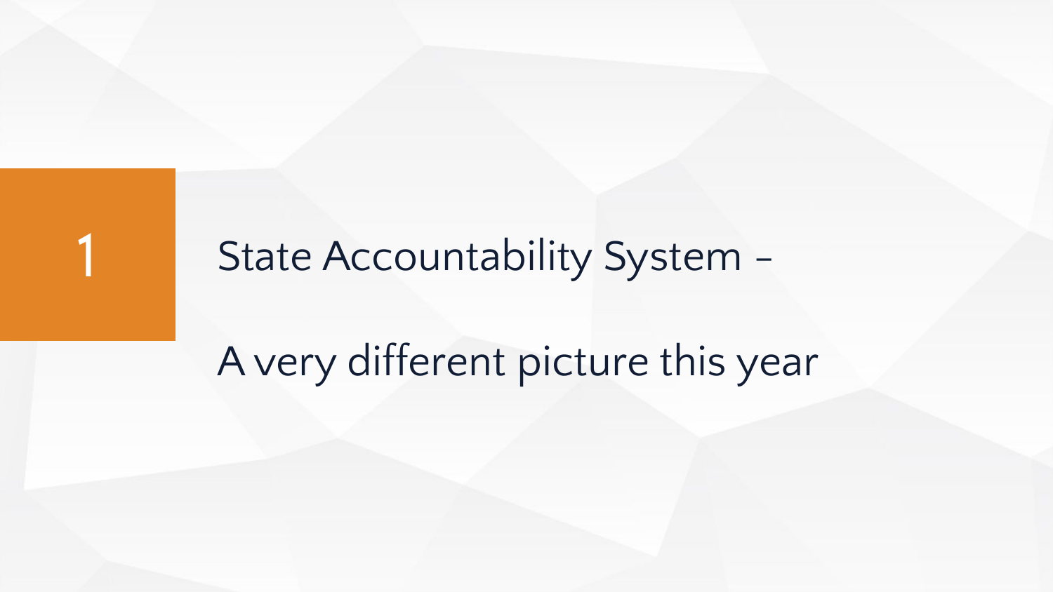# 1 State Accountability System –

A very different picture this year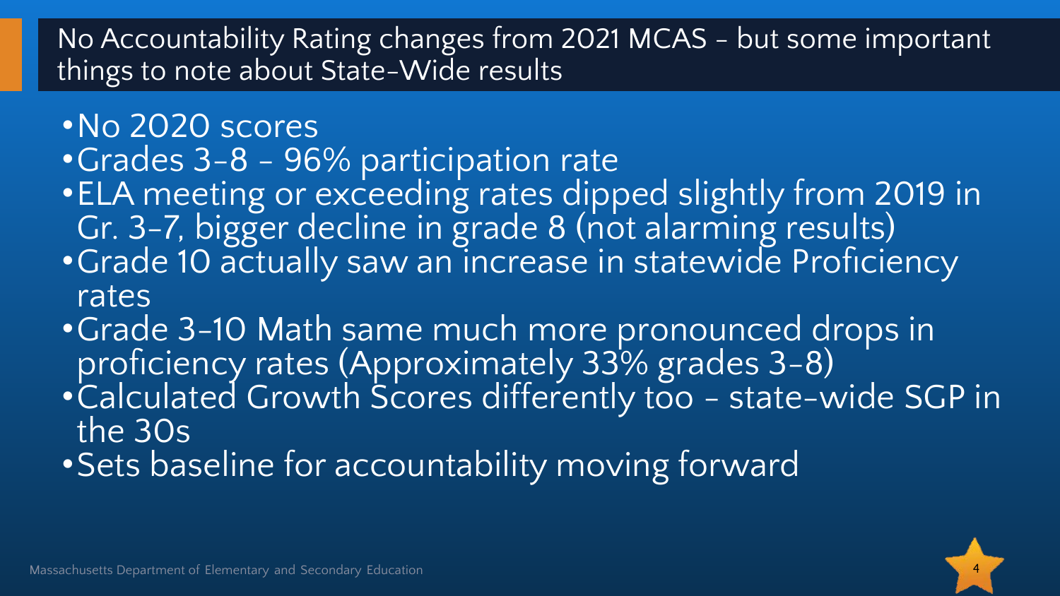## No Accountability Rating changes from 2021 MCAS - but some important things to note about State-Wide results

- No 2020 scores
- Grades 3-8 - 96% participation rate
- ELA meeting or exceeding rates dipped slightly from 2019 in Gr. 3-7, bigger decline in grade 8 (not alarming results)
- Grade 10 actually saw an increase in statewide Proficiency rates
- Grade 3-10 Math same much more pronounced drops in proficiency rates (Approximately 33% grades 3-8)
- Calculated Growth Scores differently too - state-wide SGP in the 30s
- Sets baseline for accountability moving forward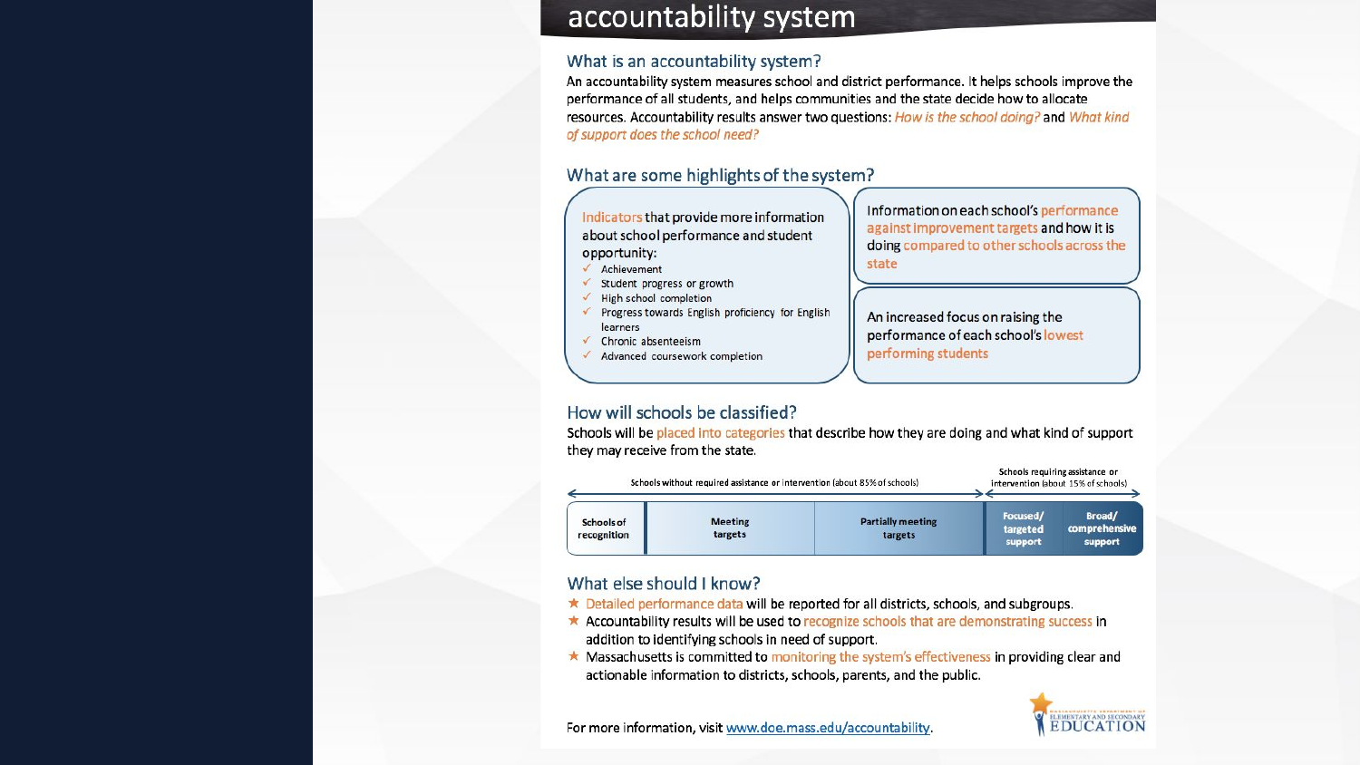# accountability system

## What is an accountability system?

An accountability system measures school and district performance. It helps schools improve the performance of all students, and helps communities and the state decide how to allocate resources. Accountability results answer two questions: *How is the school doing?* and *What kind of support does the school need?*

## What are some highlights of the system?

Indicators that provide more information about school performance and student opportunity:

- ✓ Achievement
- ✓ Student progress or growth
- ✓ High school completion
- ✓ Progress towards English proficiency for English learners
- ✓ Chronic absenteeism
- ✓ Advanced coursework completion

Information on each school's performance against improvement targets and how it is doing compared to other schools across the state

An increased focus on raising the performance of each school's lowest performing students

## How will schools be classified?

Schools will be placed into categories that describe how they are doing and what kind of support they may receive from the state.

| Schools without required assistance or intervention (about 85% of schools) | | | Schools requiring assistance or intervention (about 15% of schools) | |
|---|---|---|---|---|
| Schools of recognition | Meeting targets | Partially meeting targets | Focused/ targeted support | Broad/ comprehensive support |

## What else should I know?

- ★ Detailed performance data will be reported for all districts, schools, and subgroups.
- ★ Accountability results will be used to recognize schools that are demonstrating success in addition to identifying schools in need of support.
- ★ Massachusetts is committed to monitoring the system's effectiveness in providing clear and actionable information to districts, schools, parents, and the public.

For more information, visit www.doe.mass.edu/accountability.

Massachusetts Department of Elementary and Secondary Education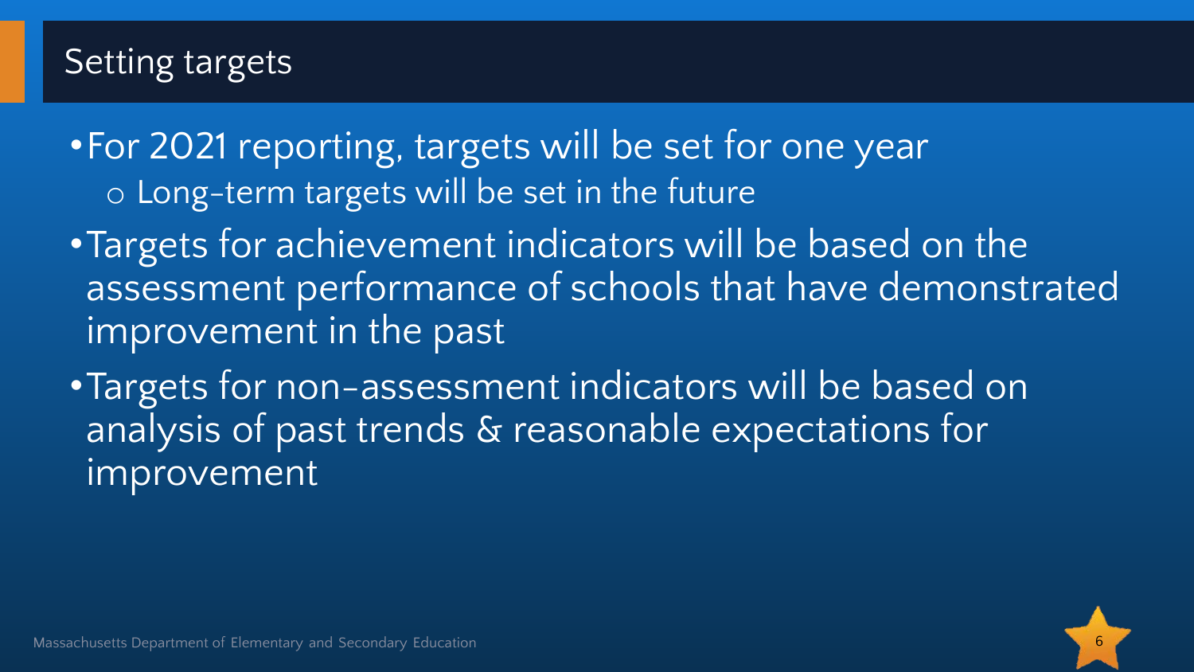## Setting targets

- For 2021 reporting, targets will be set for one year
  - Long-term targets will be set in the future
- Targets for achievement indicators will be based on the assessment performance of schools that have demonstrated improvement in the past
- Targets for non-assessment indicators will be based on analysis of past trends & reasonable expectations for improvement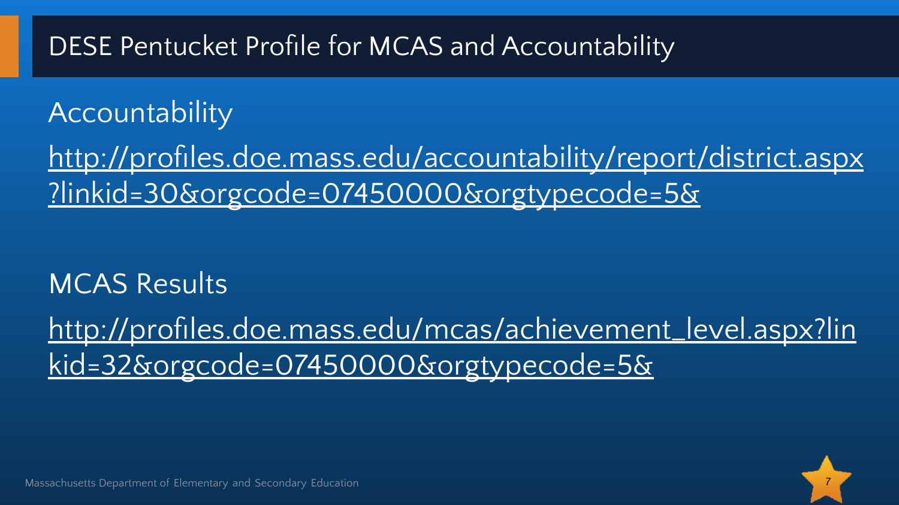# DESE Pentucket Profile for MCAS and Accountability

Accountability

http://profiles.doe.mass.edu/accountability/report/district.aspx?linkid=30&orgcode=07450000&orgtypecode=5&

MCAS Results

http://profiles.doe.mass.edu/mcas/achievement_level.aspx?linkid=32&orgcode=07450000&orgtypecode=5&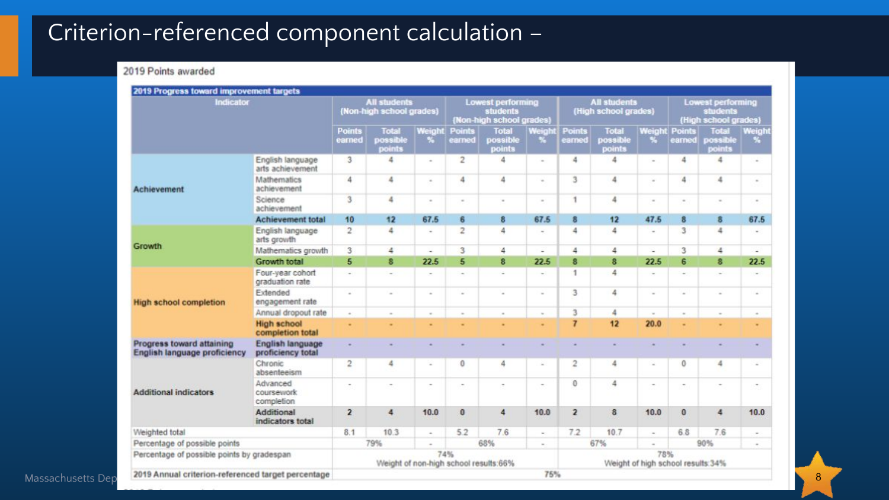# Criterion-referenced component calculation –

2019 Points awarded

**2019 Progress toward improvement targets**

| Indicator | | All students (Non-high school grades) | | | Lowest performing students (Non-high school grades) | | | All students (High school grades) | | | Lowest performing students (High school grades) | | |
|---|---|---|---|---|---|---|---|---|---|---|---|---|---|
| | | Points earned | Total possible points | Weight % | Points earned | Total possible points | Weight % | Points earned | Total possible points | Weight % | Points earned | Total possible points | Weight % |
| Achievement | English language arts achievement | 3 | 4 | - | 2 | 4 | - | 4 | 4 | - | 4 | 4 | - |
| | Mathematics achievement | 4 | 4 | - | 4 | 4 | - | 3 | 4 | - | 4 | 4 | - |
| | Science achievement | 3 | 4 | - | - | - | - | 1 | 4 | - | - | - | - |
| | **Achievement total** | **10** | **12** | **67.5** | **6** | **8** | **67.5** | **8** | **12** | **47.5** | **8** | **8** | **67.5** |
| Growth | English language arts growth | 2 | 4 | - | 2 | 4 | - | 4 | 4 | - | 3 | 4 | - |
| | Mathematics growth | 3 | 4 | - | 3 | 4 | - | 4 | 4 | - | 3 | 4 | - |
| | **Growth total** | **5** | **8** | **22.5** | **5** | **8** | **22.5** | **8** | **8** | **22.5** | **6** | **8** | **22.5** |
| High school completion | Four-year cohort graduation rate | - | - | - | - | - | - | 1 | 4 | - | - | - | - |
| | Extended engagement rate | - | - | - | - | - | - | 3 | 4 | - | - | - | - |
| | Annual dropout rate | - | - | - | - | - | - | 3 | 4 | - | - | - | - |
| | **High school completion total** | - | - | - | - | - | - | **7** | **12** | **20.0** | - | - | - |
| Progress toward attaining English language proficiency | **English language proficiency total** | - | - | - | - | - | - | - | - | - | - | - | - |
| Additional indicators | Chronic absenteeism | 2 | 4 | - | 0 | 4 | - | 2 | 4 | - | 0 | 4 | - |
| | Advanced coursework completion | - | - | - | - | - | - | 0 | 4 | - | - | - | - |
| | **Additional indicators total** | **2** | **4** | **10.0** | **0** | **4** | **10.0** | **2** | **8** | **10.0** | **0** | **4** | **10.0** |
| Weighted total | | 8.1 | 10.3 | - | 5.2 | 7.6 | - | 7.2 | 10.7 | - | 6.8 | 7.6 | - |
| Percentage of possible points | | 79% | | - | 68% | | - | 67% | | - | 90% | | - |
| Percentage of possible points by gradespan | | 74% Weight of non-high school results: 66% | | | | | | 78% Weight of high school results: 34% | | | | | |
| 2019 Annual criterion-referenced target percentage | | 75% | | | | | | | | | | | |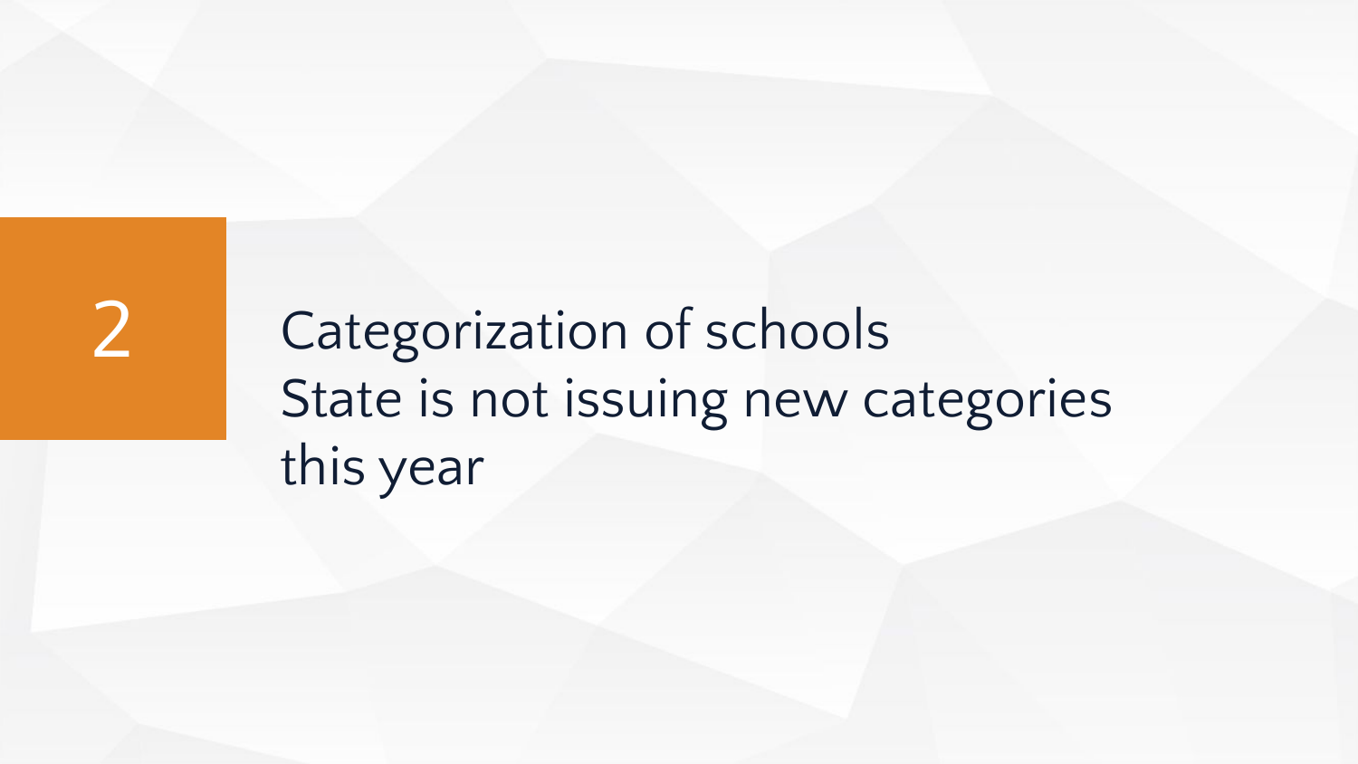## 2

## Categorization of schools
State is not issuing new categories this year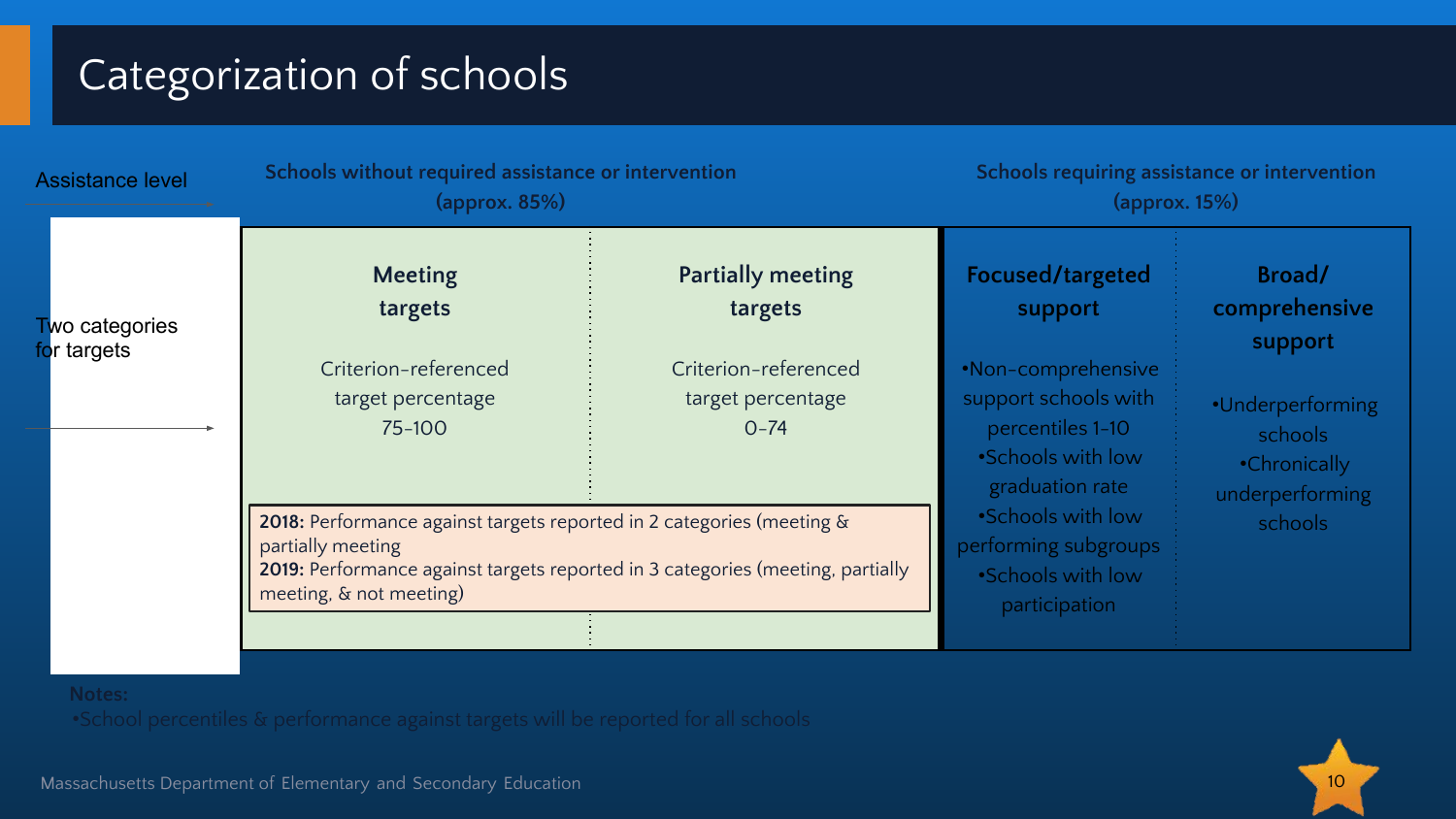# Categorization of schools

| Assistance level | Schools without required assistance or intervention (approx. 85%) | | Schools requiring assistance or intervention (approx. 15%) | |
|---|---|---|---|---|
| Two categories for targets | **Meeting targets**<br><br>Criterion-referenced target percentage 75-100 | **Partially meeting targets**<br><br>Criterion-referenced target percentage 0-74 | **Focused/targeted support**<br><br>•Non-comprehensive support schools with percentiles 1-10<br>•Schools with low graduation rate<br>•Schools with low performing subgroups<br>•Schools with low participation | **Broad/ comprehensive support**<br><br>•Underperforming schools<br>•Chronically underperforming schools |

**2018:** Performance against targets reported in 2 categories (meeting & partially meeting
**2019:** Performance against targets reported in 3 categories (meeting, partially meeting, & not meeting)

Notes:
•School percentiles & performance against targets will be reported for all schools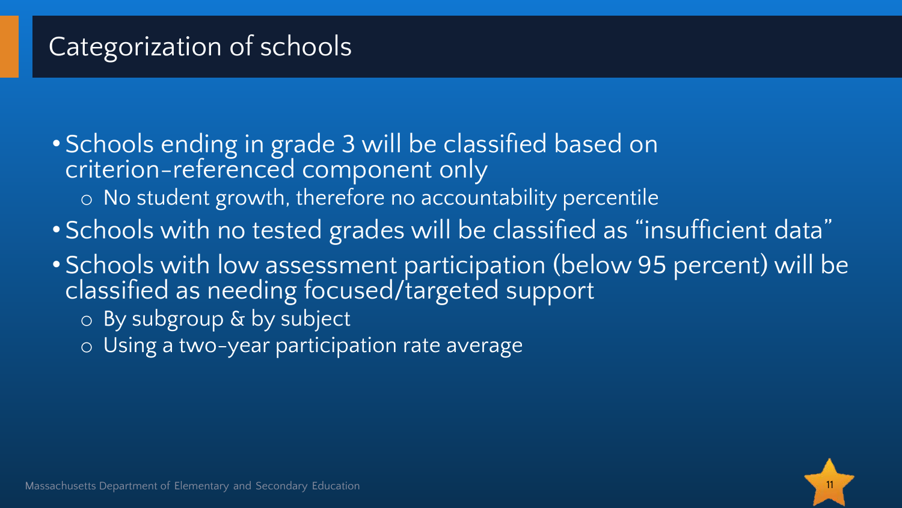# Categorization of schools

- Schools ending in grade 3 will be classified based on criterion-referenced component only
  - No student growth, therefore no accountability percentile
- Schools with no tested grades will be classified as "insufficient data"
- Schools with low assessment participation (below 95 percent) will be classified as needing focused/targeted support
  - By subgroup & by subject
  - Using a two-year participation rate average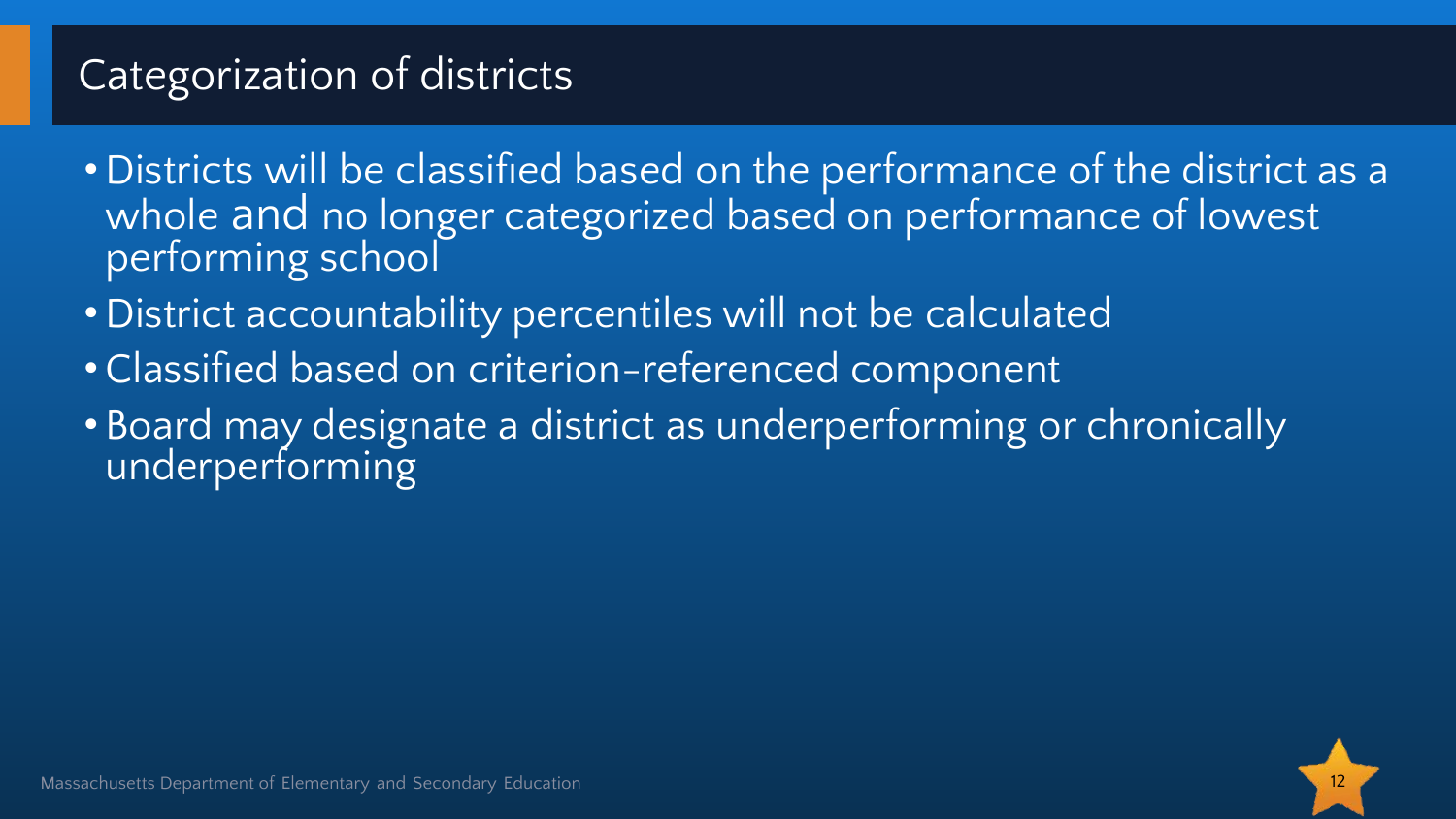# Categorization of districts

- Districts will be classified based on the performance of the district as a whole and no longer categorized based on performance of lowest performing school
- District accountability percentiles will not be calculated
- Classified based on criterion-referenced component
- Board may designate a district as underperforming or chronically underperforming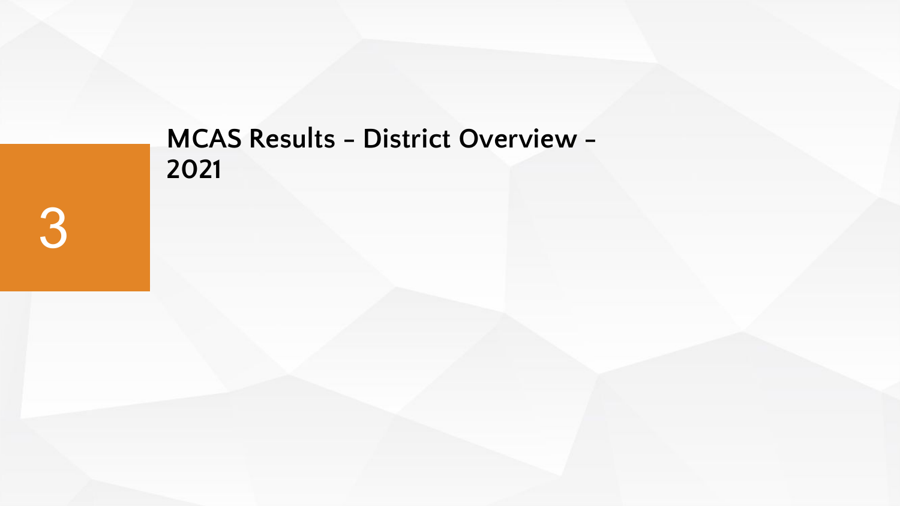3

# MCAS Results - District Overview - 2021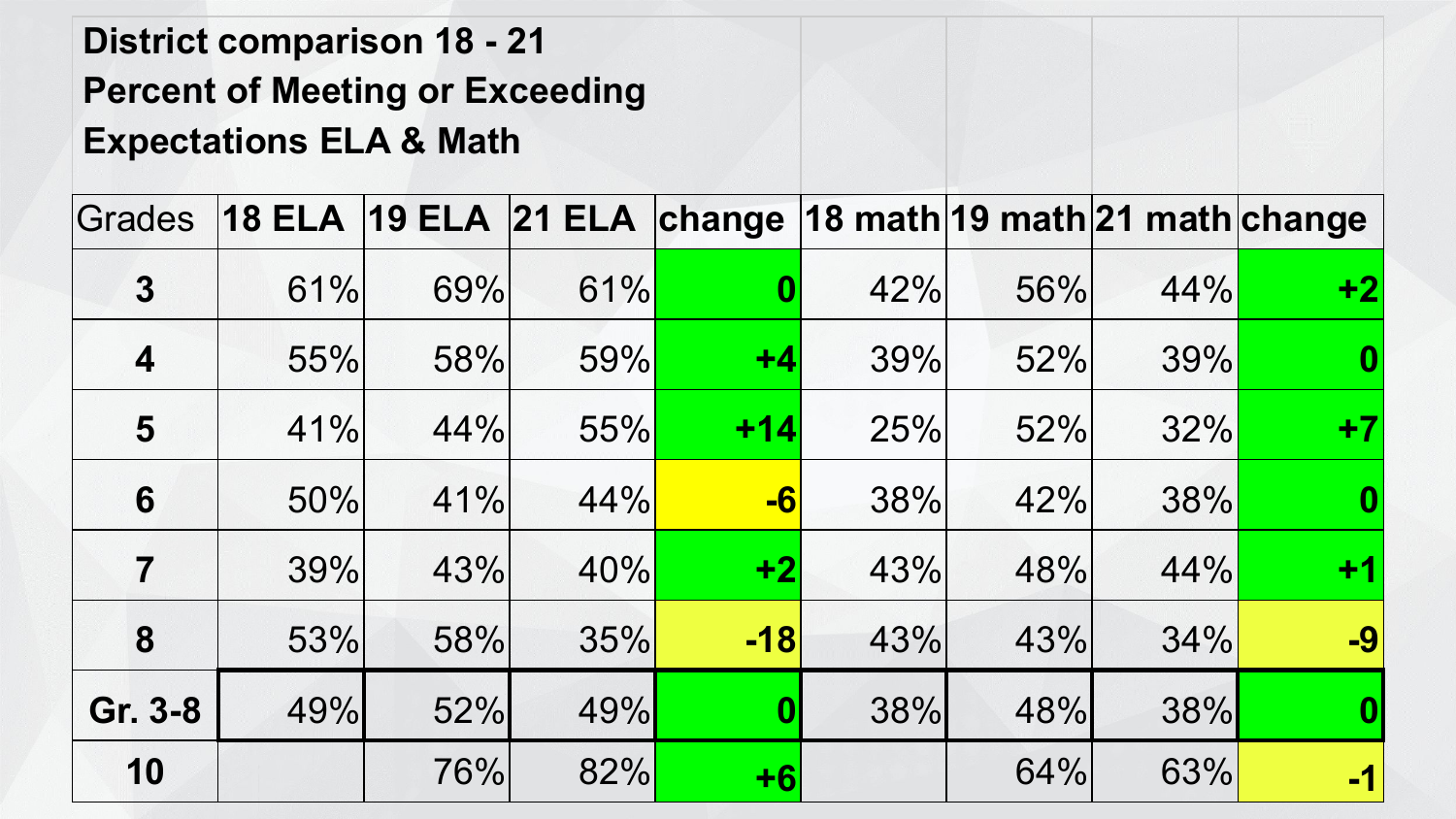**District comparison 18 - 21**
**Percent of Meeting or Exceeding Expectations ELA & Math**

| Grades | 18 ELA | 19 ELA | 21 ELA | change | 18 math | 19 math | 21 math | change |
|---|---|---|---|---|---|---|---|---|
| 3 | 61% | 69% | 61% | 0 | 42% | 56% | 44% | +2 |
| 4 | 55% | 58% | 59% | +4 | 39% | 52% | 39% | 0 |
| 5 | 41% | 44% | 55% | +14 | 25% | 52% | 32% | +7 |
| 6 | 50% | 41% | 44% | -6 | 38% | 42% | 38% | 0 |
| 7 | 39% | 43% | 40% | +2 | 43% | 48% | 44% | +1 |
| 8 | 53% | 58% | 35% | -18 | 43% | 43% | 34% | -9 |
| Gr. 3-8 | 49% | 52% | 49% | 0 | 38% | 48% | 38% | 0 |
| 10 | | 76% | 82% | +6 | | 64% | 63% | -1 |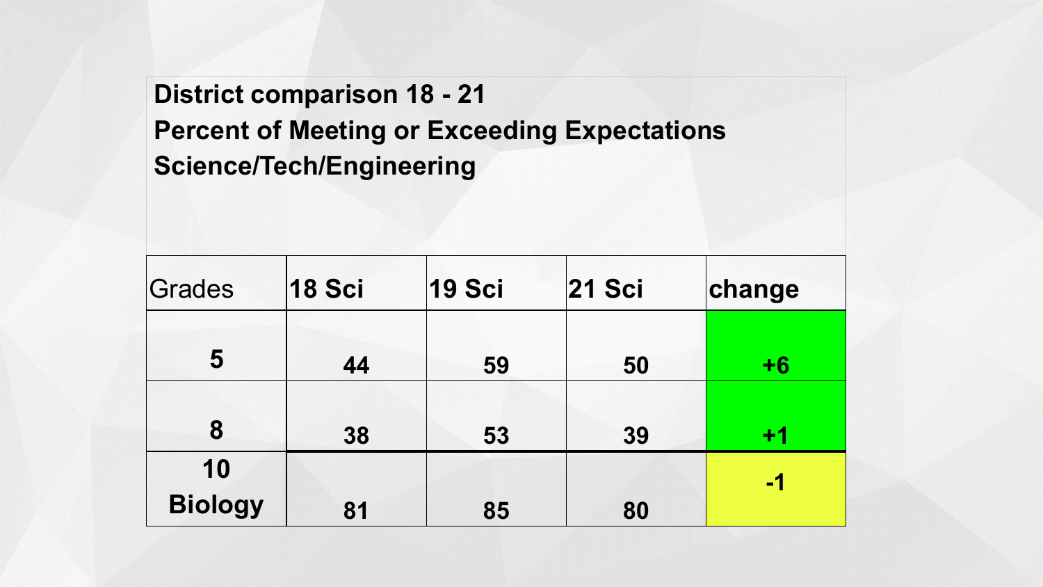**District comparison 18 - 21**
**Percent of Meeting or Exceeding Expectations**
**Science/Tech/Engineering**

| Grades | 18 Sci | 19 Sci | 21 Sci | change |
|---|---|---|---|---|
| 5 | 44 | 59 | 50 | +6 |
| 8 | 38 | 53 | 39 | +1 |
| 10 Biology | 81 | 85 | 80 | -1 |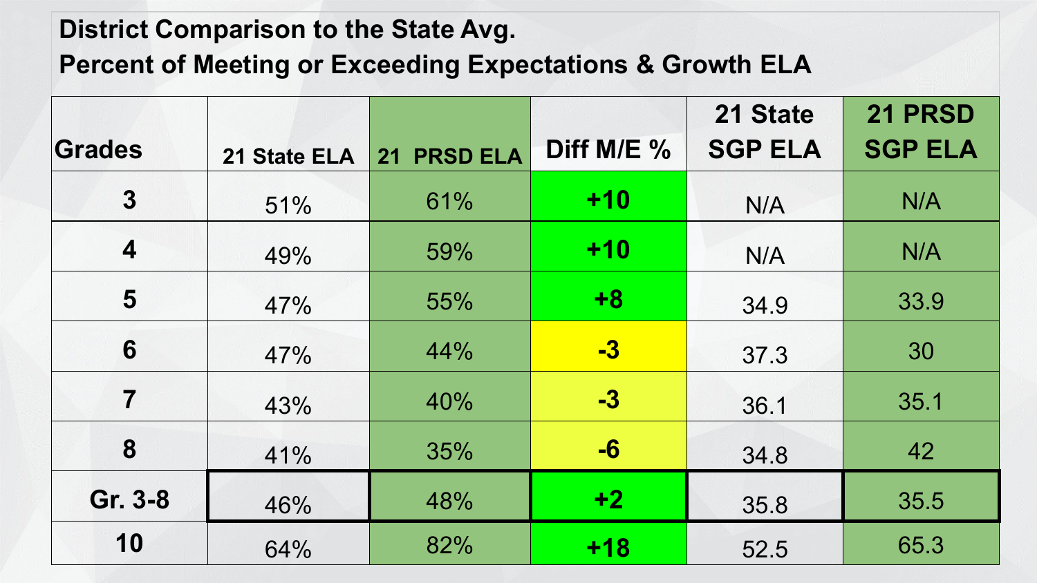## District Comparison to the State Avg.
## Percent of Meeting or Exceeding Expectations & Growth ELA

| Grades | 21 State ELA | 21 PRSD ELA | Diff M/E % | 21 State SGP ELA | 21 PRSD SGP ELA |
|---|---|---|---|---|---|
| 3 | 51% | 61% | +10 | N/A | N/A |
| 4 | 49% | 59% | +10 | N/A | N/A |
| 5 | 47% | 55% | +8 | 34.9 | 33.9 |
| 6 | 47% | 44% | -3 | 37.3 | 30 |
| 7 | 43% | 40% | -3 | 36.1 | 35.1 |
| 8 | 41% | 35% | -6 | 34.8 | 42 |
| Gr. 3-8 | 46% | 48% | +2 | 35.8 | 35.5 |
| 10 | 64% | 82% | +18 | 52.5 | 65.3 |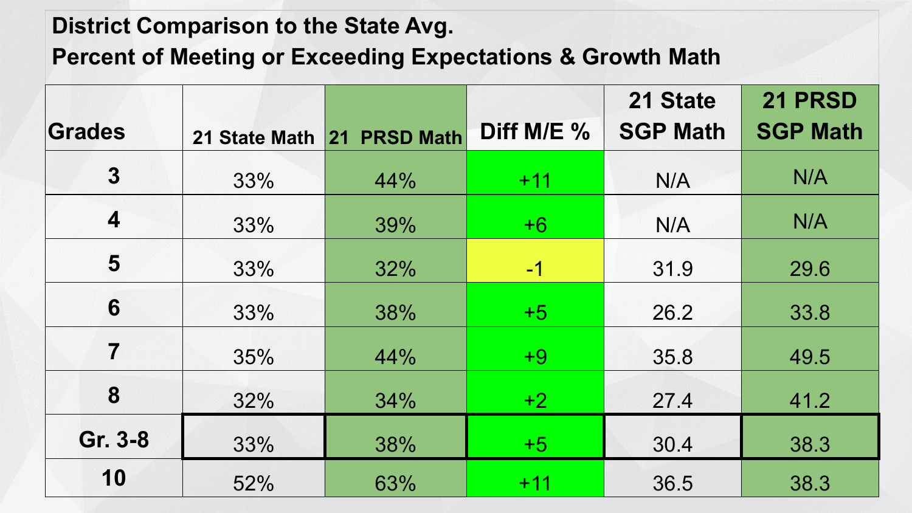## District Comparison to the State Avg.

## Percent of Meeting or Exceeding Expectations & Growth Math

| Grades | 21 State Math | 21 PRSD Math | Diff M/E % | 21 State SGP Math | 21 PRSD SGP Math |
|---|---|---|---|---|---|
| 3 | 33% | 44% | +11 | N/A | N/A |
| 4 | 33% | 39% | +6 | N/A | N/A |
| 5 | 33% | 32% | -1 | 31.9 | 29.6 |
| 6 | 33% | 38% | +5 | 26.2 | 33.8 |
| 7 | 35% | 44% | +9 | 35.8 | 49.5 |
| 8 | 32% | 34% | +2 | 27.4 | 41.2 |
| Gr. 3-8 | 33% | 38% | +5 | 30.4 | 38.3 |
| 10 | 52% | 63% | +11 | 36.5 | 38.3 |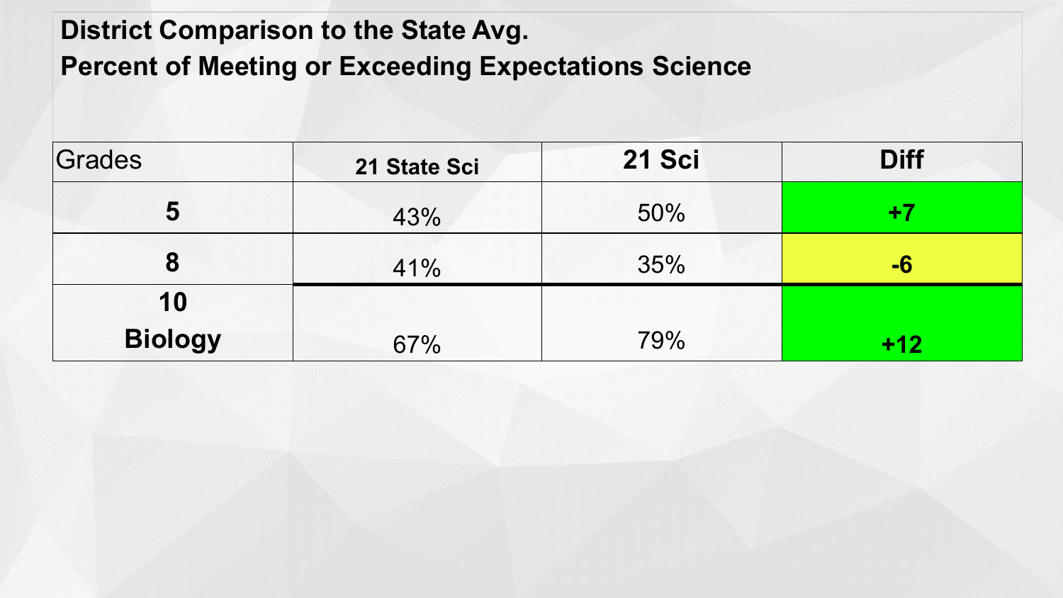## District Comparison to the State Avg.
## Percent of Meeting or Exceeding Expectations Science

| Grades | 21 State Sci | 21 Sci | Diff |
|---|---|---|---|
| **5** | 43% | 50% | **+7** |
| **8** | 41% | 35% | **-6** |
| **10 Biology** | 67% | 79% | **+12** |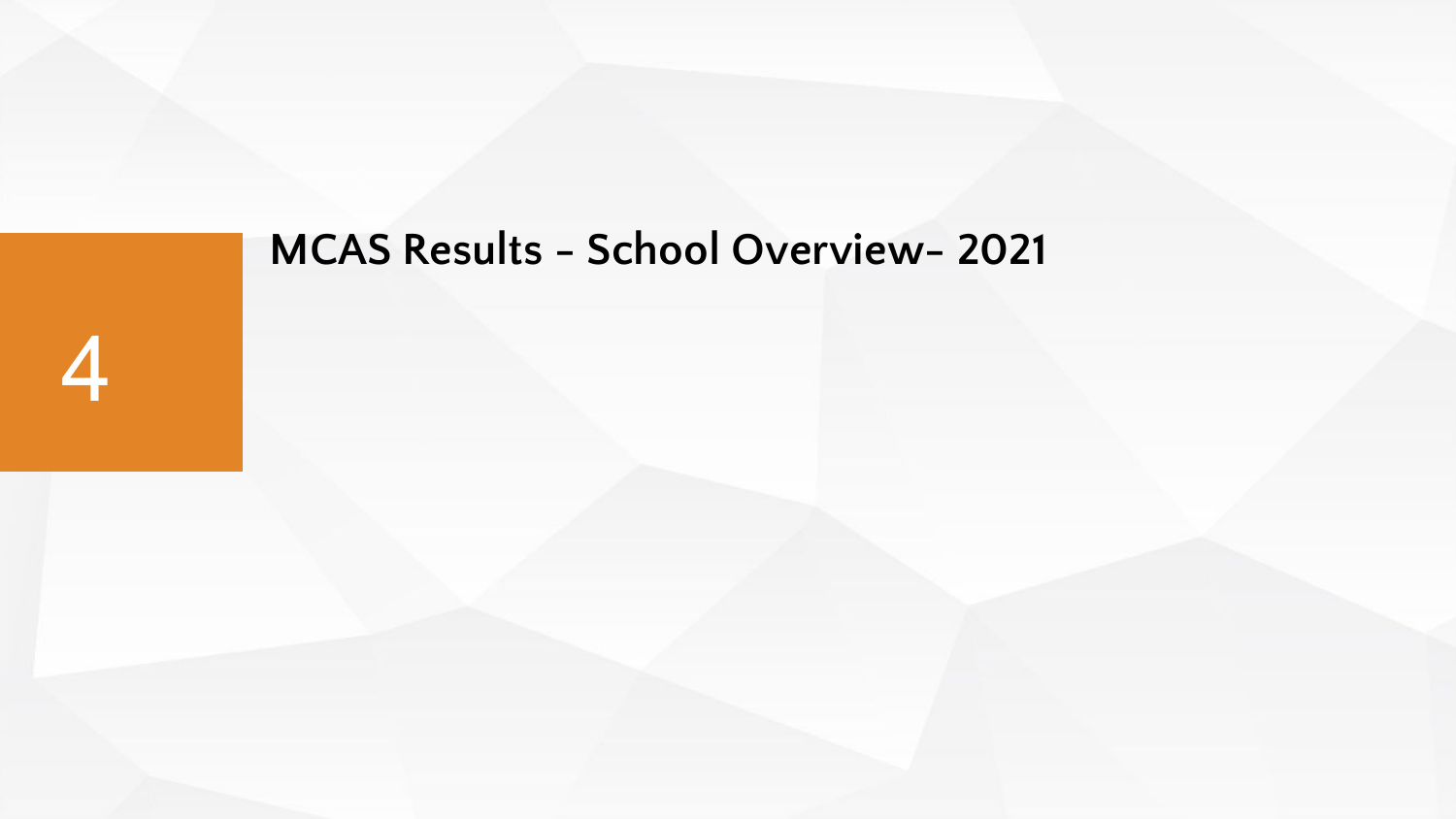4

# MCAS Results - School Overview- 2021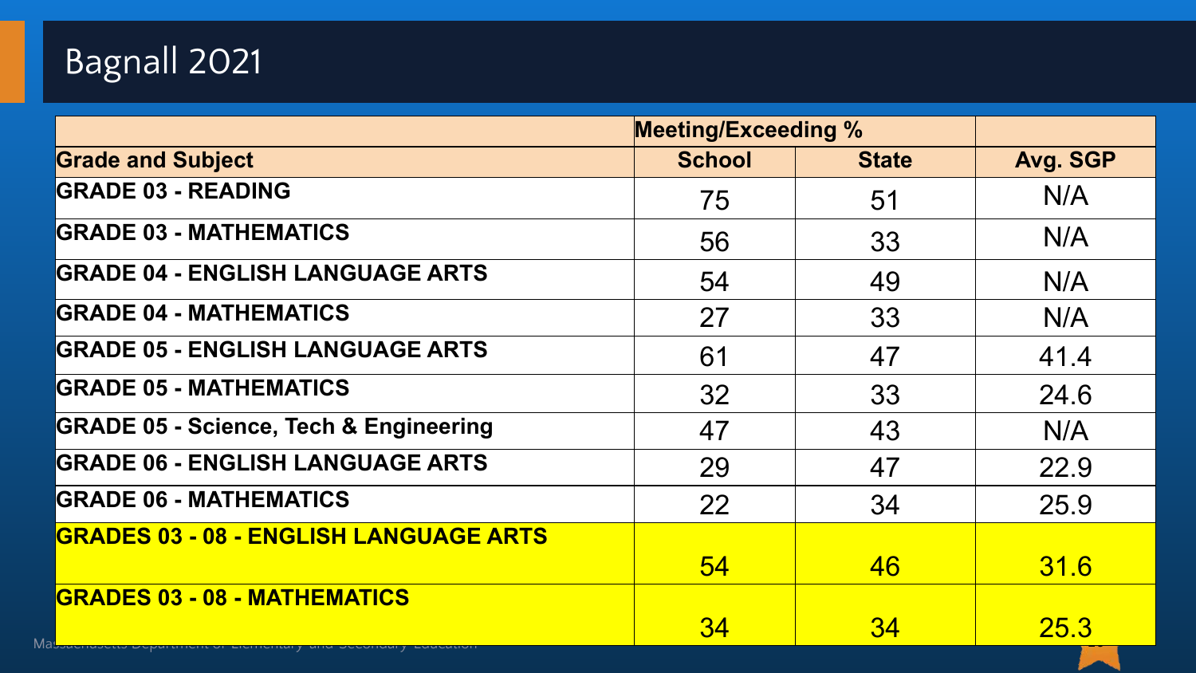# Bagnall 2021

| | Meeting/Exceeding % | | |
|---|---|---|---|
| **Grade and Subject** | **School** | **State** | **Avg. SGP** |
| **GRADE 03 - READING** | 75 | 51 | N/A |
| **GRADE 03 - MATHEMATICS** | 56 | 33 | N/A |
| **GRADE 04 - ENGLISH LANGUAGE ARTS** | 54 | 49 | N/A |
| **GRADE 04 - MATHEMATICS** | 27 | 33 | N/A |
| **GRADE 05 - ENGLISH LANGUAGE ARTS** | 61 | 47 | 41.4 |
| **GRADE 05 - MATHEMATICS** | 32 | 33 | 24.6 |
| **GRADE 05 - Science, Tech & Engineering** | 47 | 43 | N/A |
| **GRADE 06 - ENGLISH LANGUAGE ARTS** | 29 | 47 | 22.9 |
| **GRADE 06 - MATHEMATICS** | 22 | 34 | 25.9 |
| **GRADES 03 - 08 - ENGLISH LANGUAGE ARTS** | 54 | 46 | 31.6 |
| **GRADES 03 - 08 - MATHEMATICS** | 34 | 34 | 25.3 |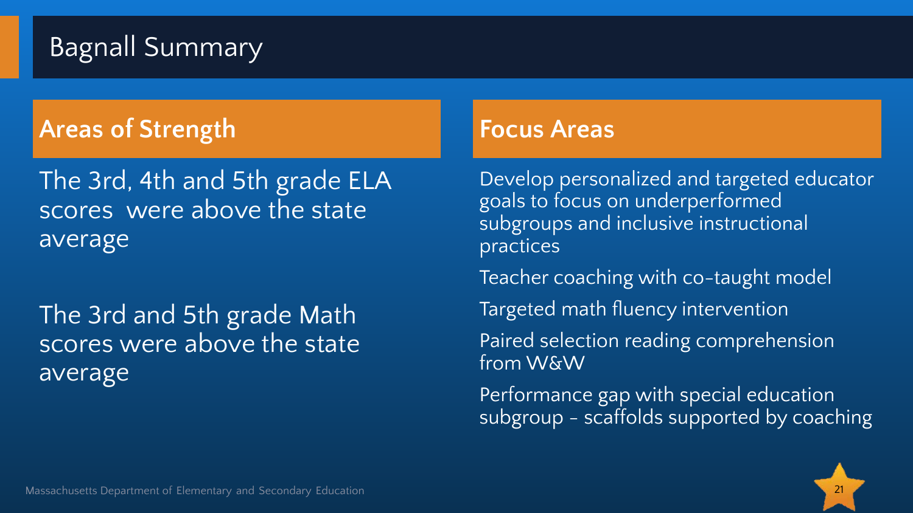# Bagnall Summary

## Areas of Strength

The 3rd, 4th and 5th grade ELA scores were above the state average

The 3rd and 5th grade Math scores were above the state average

## Focus Areas

Develop personalized and targeted educator goals to focus on underperformed subgroups and inclusive instructional practices

Teacher coaching with co-taught model

Targeted math fluency intervention

Paired selection reading comprehension from W&W

Performance gap with special education subgroup – scaffolds supported by coaching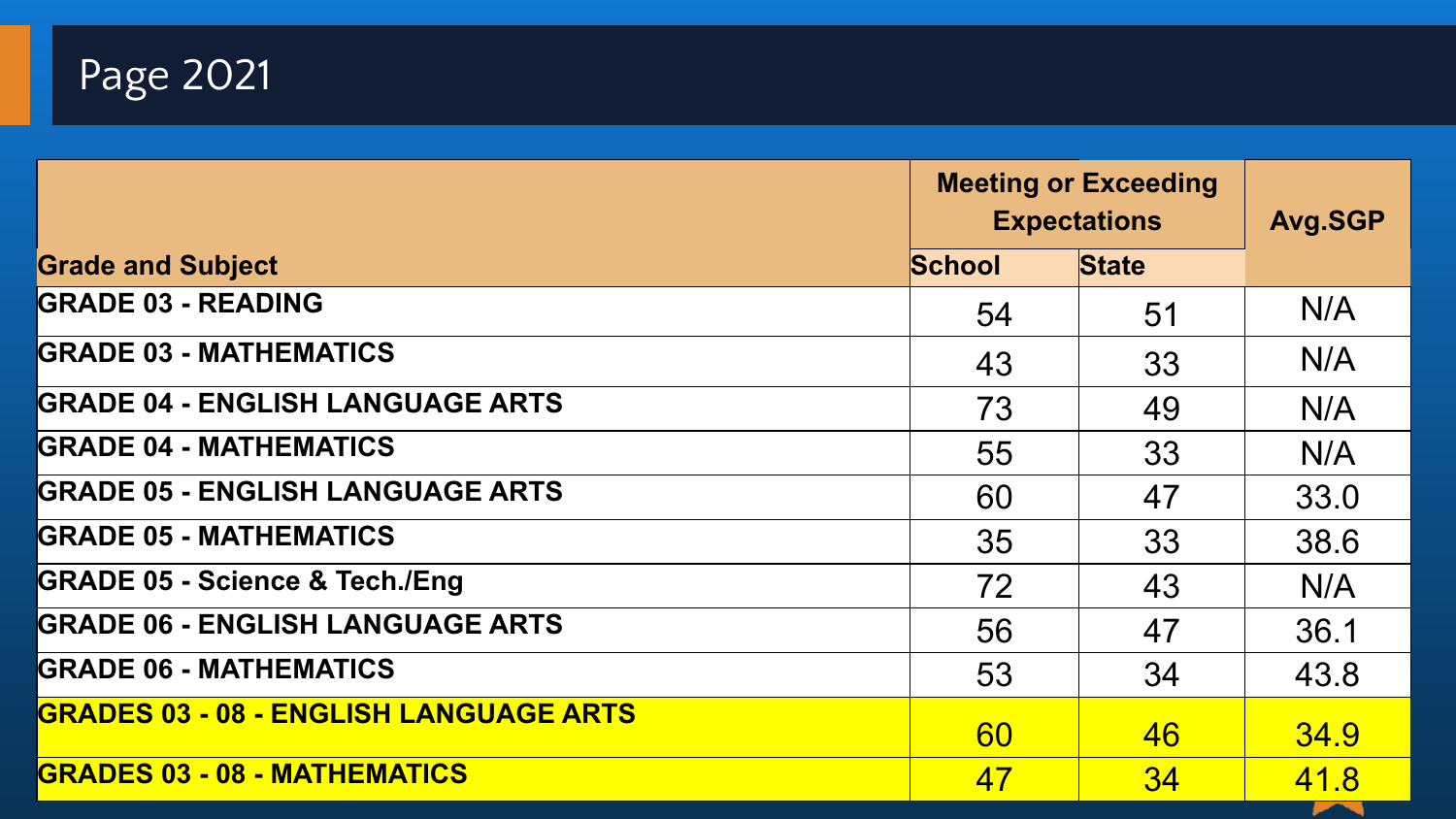# Page 2021

| Grade and Subject | Meeting or Exceeding Expectations | | Avg.SGP |
|---|---|---|---|
| | School | State | |
| GRADE 03 - READING | 54 | 51 | N/A |
| GRADE 03 - MATHEMATICS | 43 | 33 | N/A |
| GRADE 04 - ENGLISH LANGUAGE ARTS | 73 | 49 | N/A |
| GRADE 04 - MATHEMATICS | 55 | 33 | N/A |
| GRADE 05 - ENGLISH LANGUAGE ARTS | 60 | 47 | 33.0 |
| GRADE 05 - MATHEMATICS | 35 | 33 | 38.6 |
| GRADE 05 - Science & Tech./Eng | 72 | 43 | N/A |
| GRADE 06 - ENGLISH LANGUAGE ARTS | 56 | 47 | 36.1 |
| GRADE 06 - MATHEMATICS | 53 | 34 | 43.8 |
| GRADES 03 - 08 - ENGLISH LANGUAGE ARTS | 60 | 46 | 34.9 |
| GRADES 03 - 08 - MATHEMATICS | 47 | 34 | 41.8 |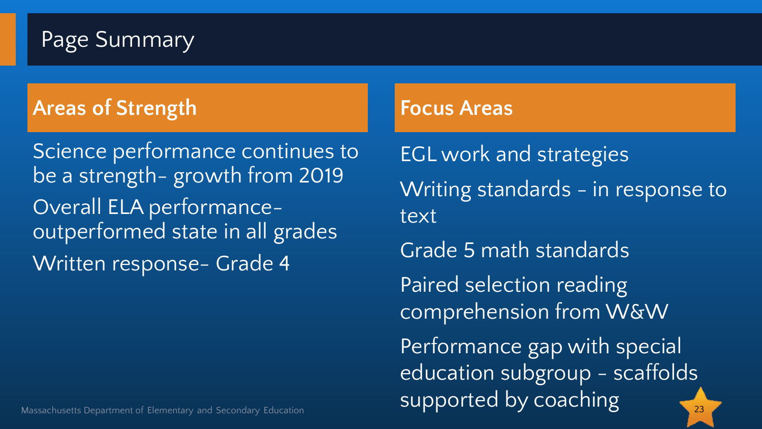# Page Summary

## Areas of Strength

- Science performance continues to be a strength- growth from 2019
- Overall ELA performance- outperformed state in all grades
- Written response- Grade 4

## Focus Areas

- EGL work and strategies
- Writing standards - in response to text
- Grade 5 math standards
- Paired selection reading comprehension from W&W
- Performance gap with special education subgroup - scaffolds supported by coaching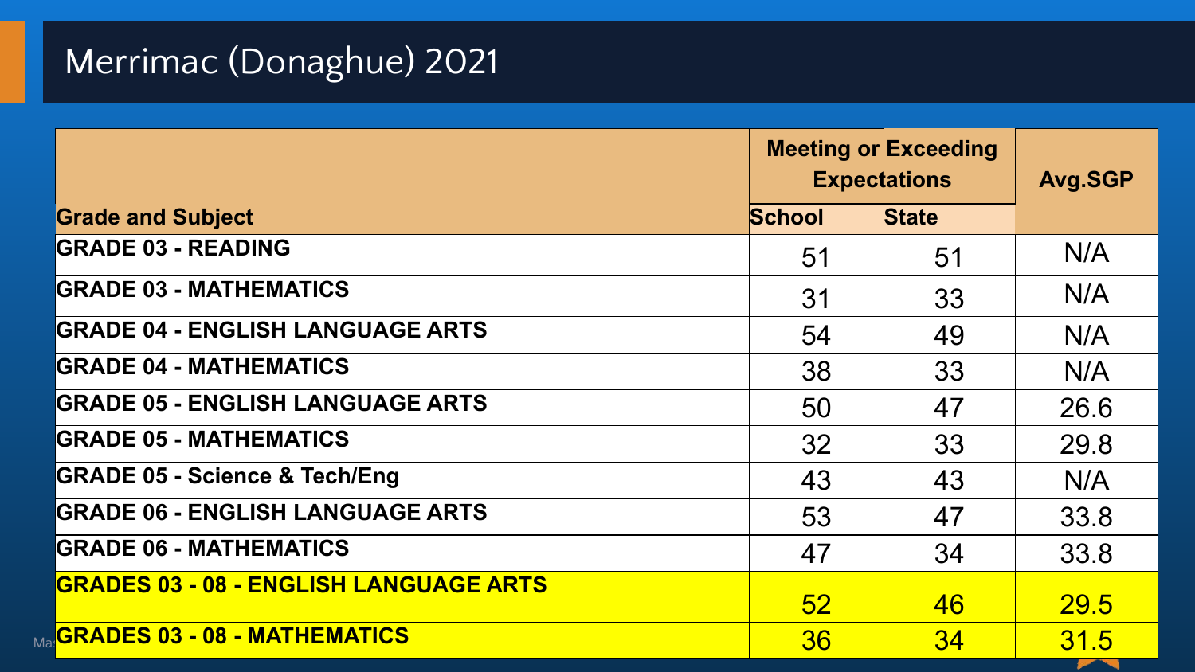# Merrimac (Donaghue) 2021

| Grade and Subject | Meeting or Exceeding Expectations | | Avg.SGP |
|---|---|---|---|
| | School | State | |
| GRADE 03 - READING | 51 | 51 | N/A |
| GRADE 03 - MATHEMATICS | 31 | 33 | N/A |
| GRADE 04 - ENGLISH LANGUAGE ARTS | 54 | 49 | N/A |
| GRADE 04 - MATHEMATICS | 38 | 33 | N/A |
| GRADE 05 - ENGLISH LANGUAGE ARTS | 50 | 47 | 26.6 |
| GRADE 05 - MATHEMATICS | 32 | 33 | 29.8 |
| GRADE 05 - Science & Tech/Eng | 43 | 43 | N/A |
| GRADE 06 - ENGLISH LANGUAGE ARTS | 53 | 47 | 33.8 |
| GRADE 06 - MATHEMATICS | 47 | 34 | 33.8 |
| GRADES 03 - 08 - ENGLISH LANGUAGE ARTS | 52 | 46 | 29.5 |
| GRADES 03 - 08 - MATHEMATICS | 36 | 34 | 31.5 |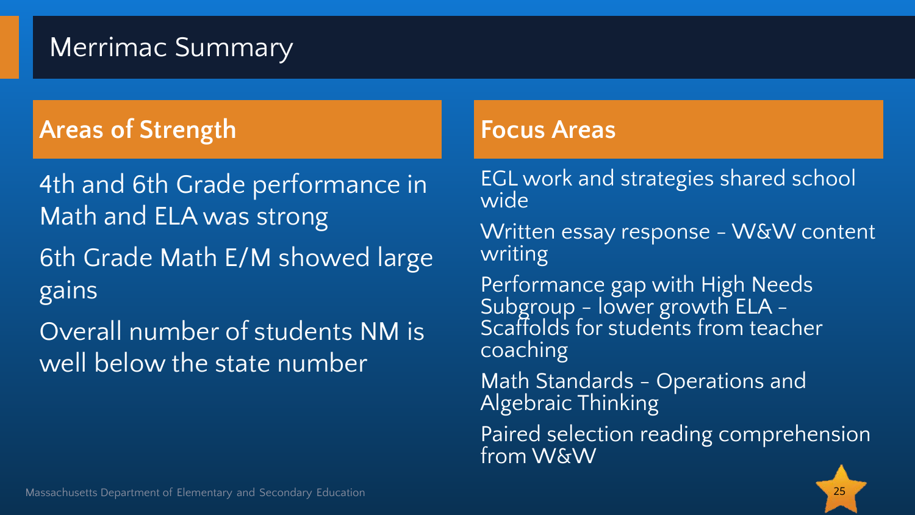# Merrimac Summary

## Areas of Strength

- 4th and 6th Grade performance in Math and ELA was strong
- 6th Grade Math E/M showed large gains
- Overall number of students NM is well below the state number

## Focus Areas

- EGL work and strategies shared school wide
- Written essay response – W&W content writing
- Performance gap with High Needs Subgroup – lower growth ELA – Scaffolds for students from teacher coaching
- Math Standards – Operations and Algebraic Thinking
- Paired selection reading comprehension from W&W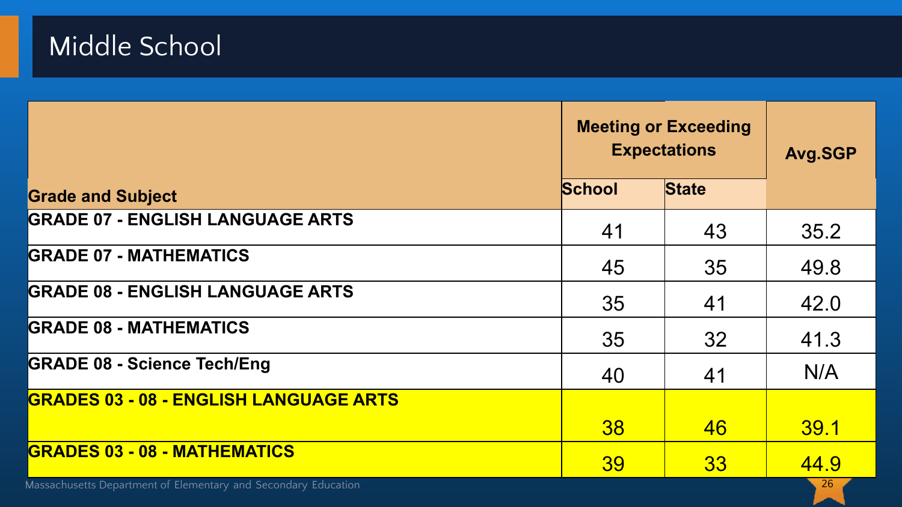# Middle School

| Grade and Subject | Meeting or Exceeding Expectations | | Avg.SGP |
|---|---|---|---|
| | School | State | |
| **GRADE 07 - ENGLISH LANGUAGE ARTS** | 41 | 43 | 35.2 |
| **GRADE 07 - MATHEMATICS** | 45 | 35 | 49.8 |
| **GRADE 08 - ENGLISH LANGUAGE ARTS** | 35 | 41 | 42.0 |
| **GRADE 08 - MATHEMATICS** | 35 | 32 | 41.3 |
| **GRADE 08 - Science Tech/Eng** | 40 | 41 | N/A |
| **GRADES 03 - 08 - ENGLISH LANGUAGE ARTS** | 38 | 46 | 39.1 |
| **GRADES 03 - 08 - MATHEMATICS** | 39 | 33 | 44.9 |

Massachusetts Department of Elementary and Secondary Education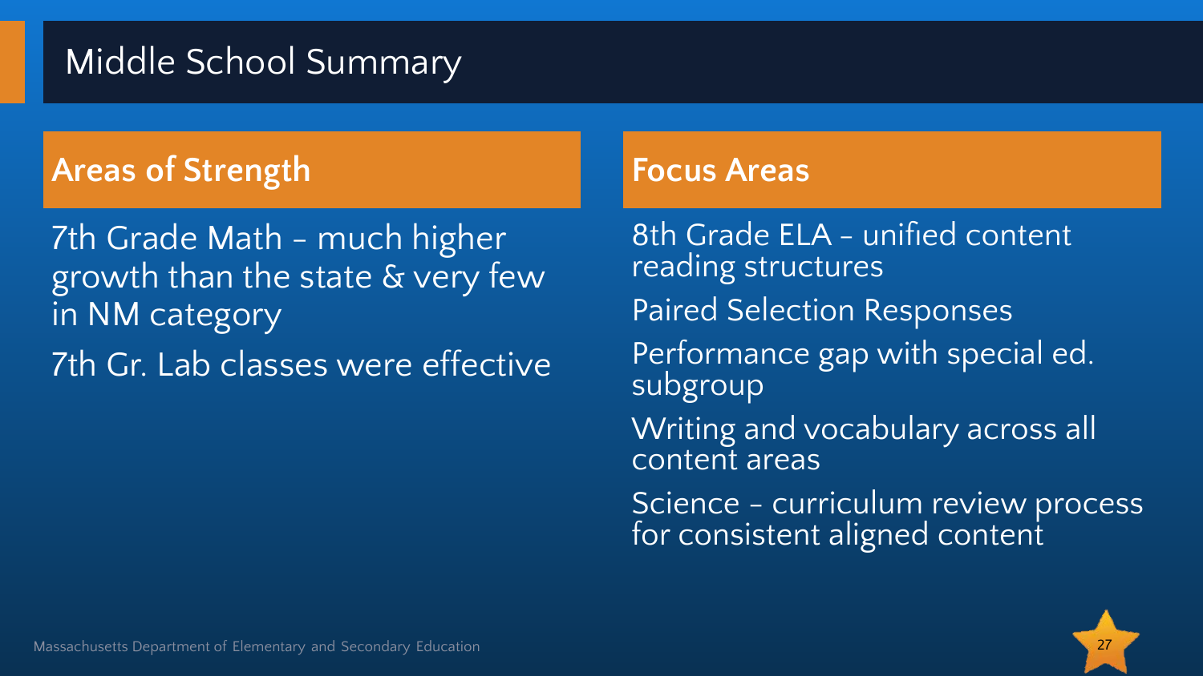# Middle School Summary

## Areas of Strength

7th Grade Math – much higher growth than the state & very few in NM category

7th Gr. Lab classes were effective

## Focus Areas

8th Grade ELA – unified content reading structures

Paired Selection Responses

Performance gap with special ed. subgroup

Writing and vocabulary across all content areas

Science – curriculum review process for consistent aligned content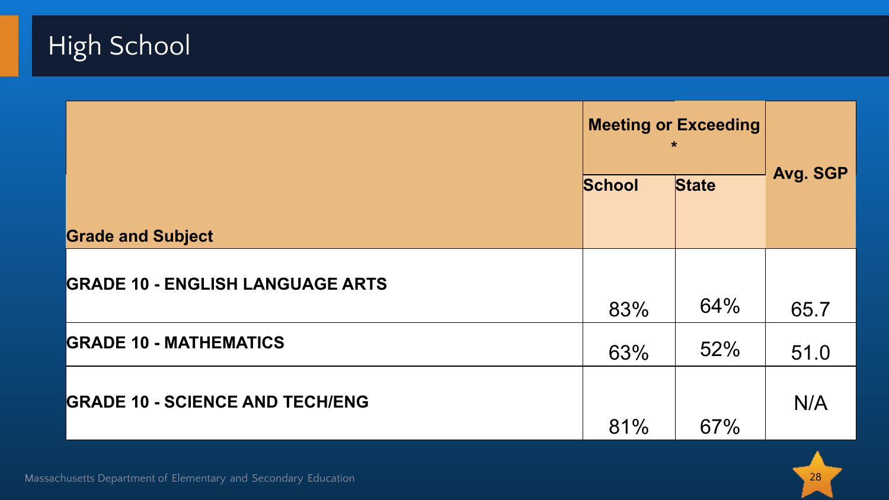# High School

| Grade and Subject | Meeting or Exceeding * | | Avg. SGP |
|---|---|---|---|
| | School | State | |
| GRADE 10 - ENGLISH LANGUAGE ARTS | 83% | 64% | 65.7 |
| GRADE 10 - MATHEMATICS | 63% | 52% | 51.0 |
| GRADE 10 - SCIENCE AND TECH/ENG | 81% | 67% | N/A |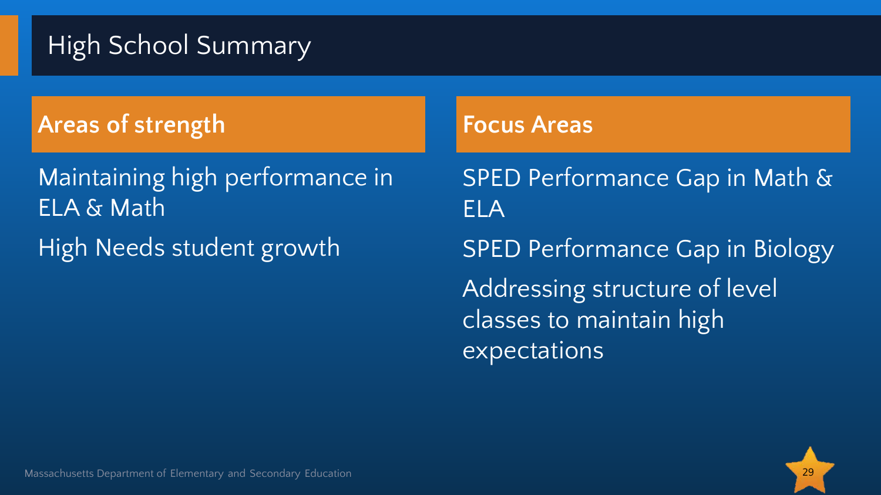# High School Summary

## Areas of strength

- Maintaining high performance in ELA & Math
- High Needs student growth

## Focus Areas

- SPED Performance Gap in Math & ELA
- SPED Performance Gap in Biology
- Addressing structure of level classes to maintain high expectations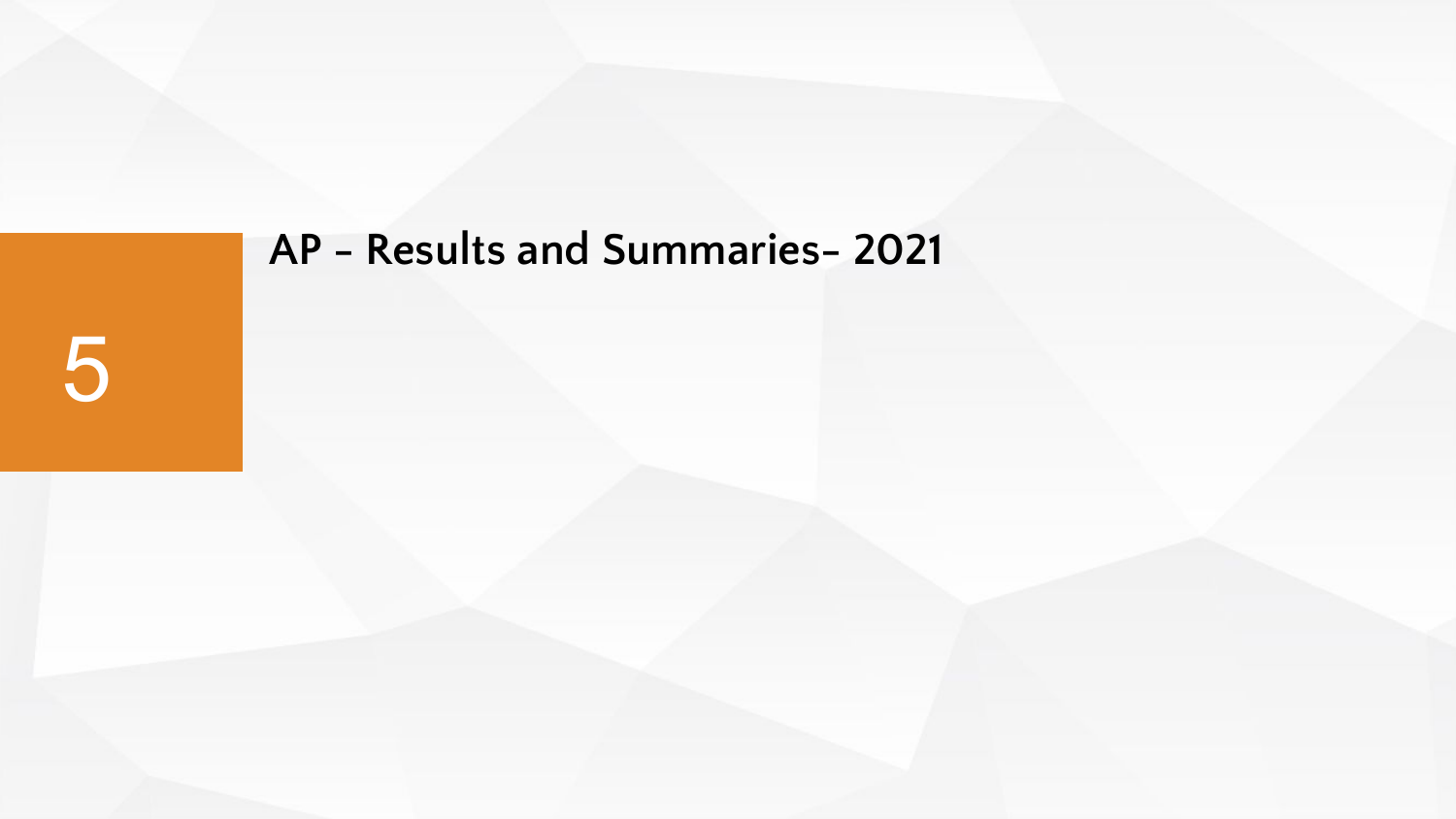# 5 AP - Results and Summaries- 2021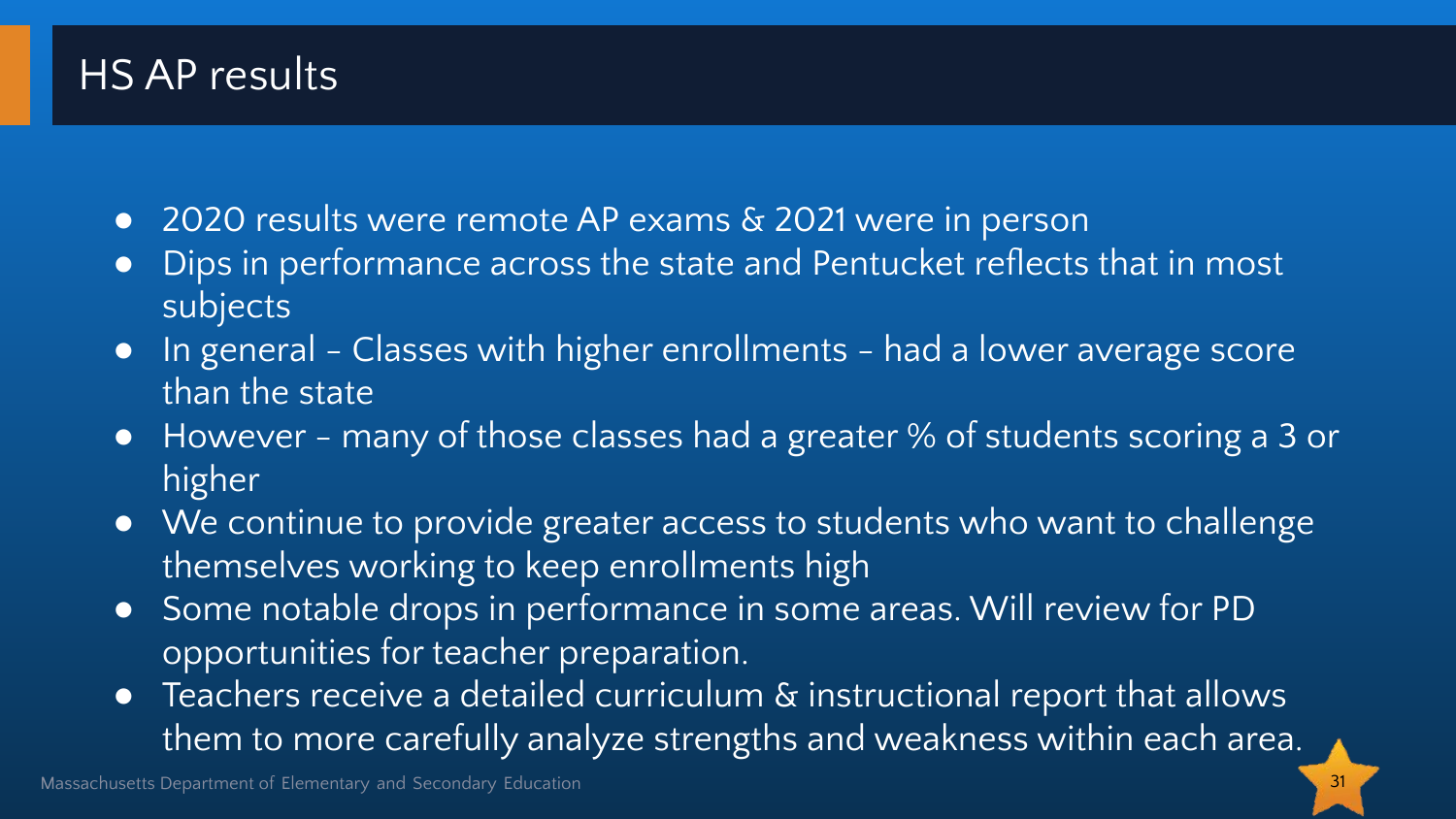# HS AP results

- 2020 results were remote AP exams & 2021 were in person
- Dips in performance across the state and Pentucket reflects that in most subjects
- In general - Classes with higher enrollments - had a lower average score than the state
- However - many of those classes had a greater % of students scoring a 3 or higher
- We continue to provide greater access to students who want to challenge themselves working to keep enrollments high
- Some notable drops in performance in some areas. Will review for PD opportunities for teacher preparation.
- Teachers receive a detailed curriculum & instructional report that allows them to more carefully analyze strengths and weakness within each area.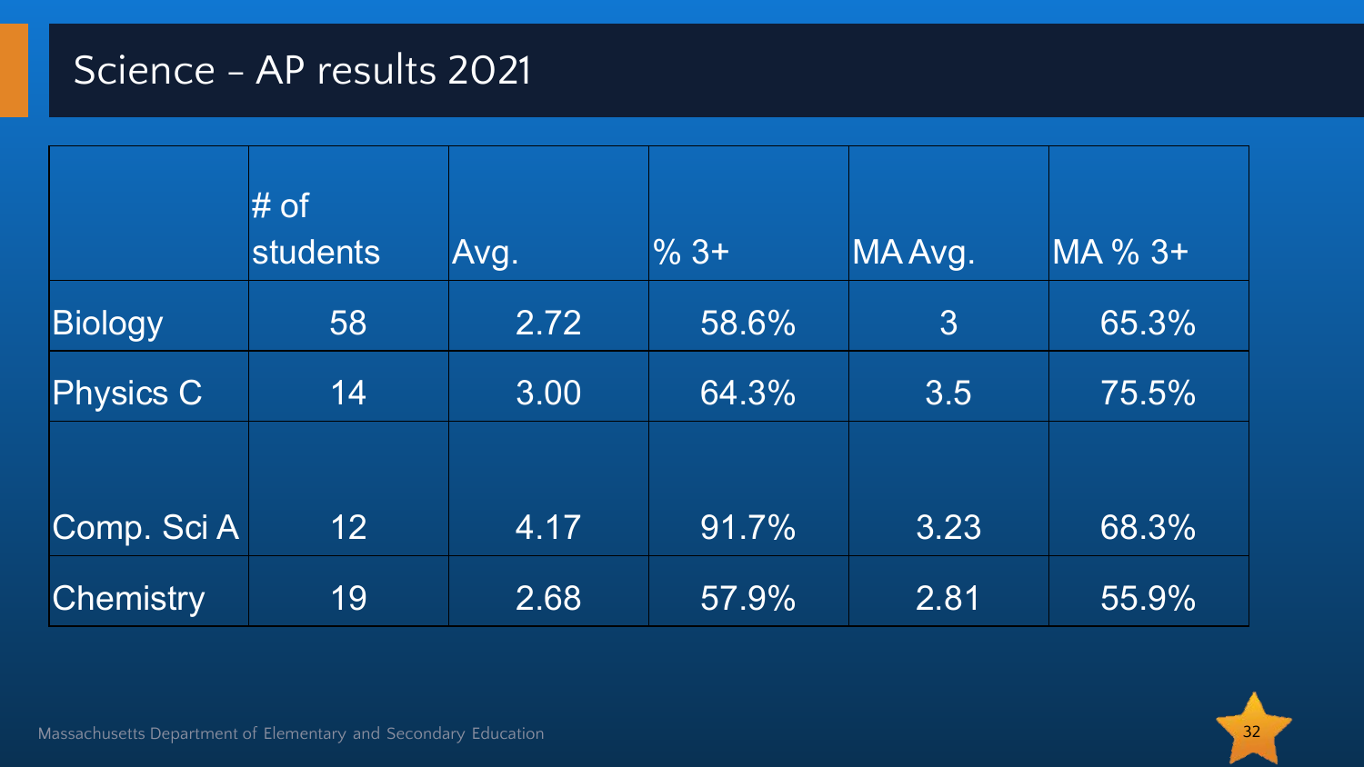# Science - AP results 2021

| | # of students | Avg. | % 3+ | MA Avg. | MA % 3+ |
|---|---|---|---|---|---|
| Biology | 58 | 2.72 | 58.6% | 3 | 65.3% |
| Physics C | 14 | 3.00 | 64.3% | 3.5 | 75.5% |
| Comp. Sci A | 12 | 4.17 | 91.7% | 3.23 | 68.3% |
| Chemistry | 19 | 2.68 | 57.9% | 2.81 | 55.9% |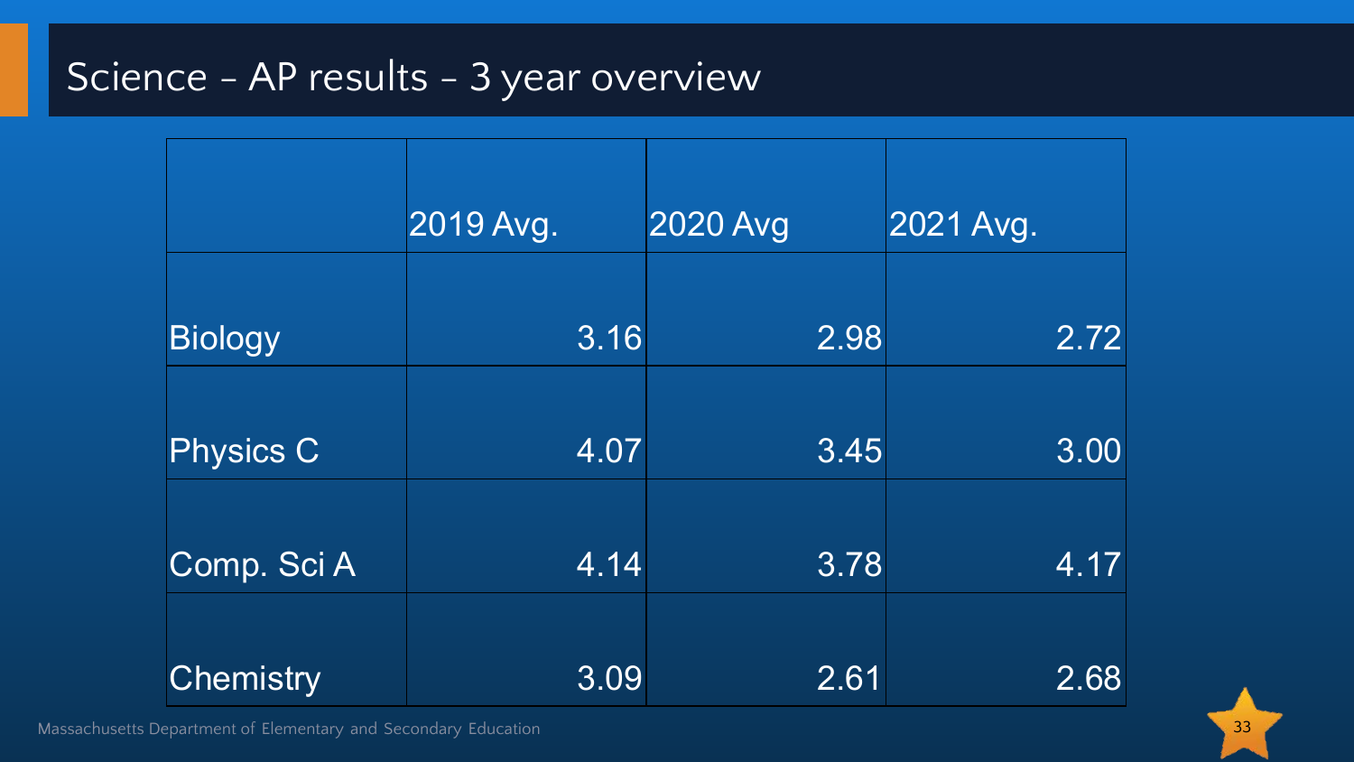# Science – AP results – 3 year overview

| | 2019 Avg. | 2020 Avg | 2021 Avg. |
|---|---|---|---|
| Biology | 3.16 | 2.98 | 2.72 |
| Physics C | 4.07 | 3.45 | 3.00 |
| Comp. Sci A | 4.14 | 3.78 | 4.17 |
| Chemistry | 3.09 | 2.61 | 2.68 |

Massachusetts Department of Elementary and Secondary Education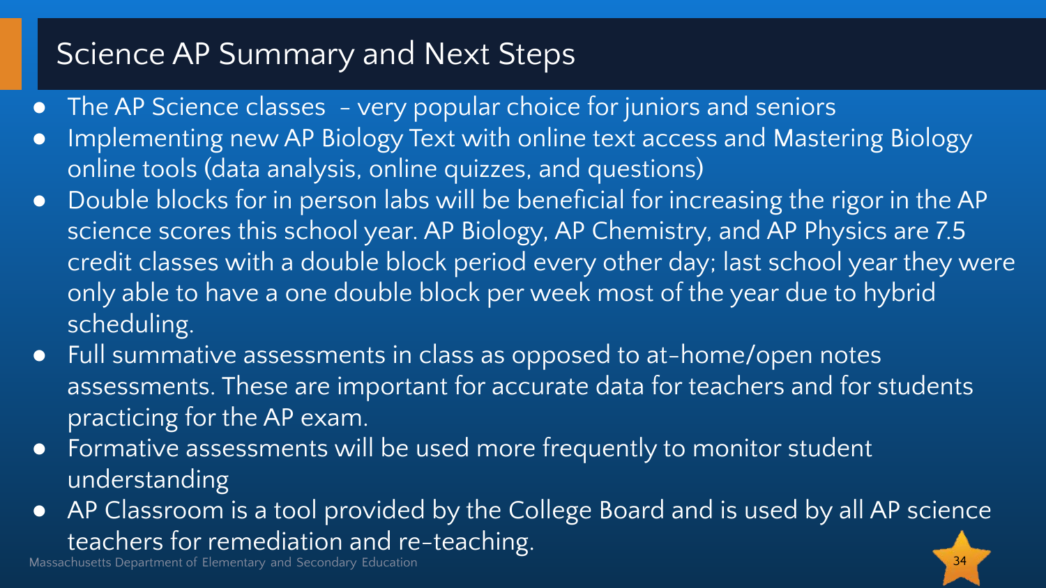# Science AP Summary and Next Steps

- The AP Science classes - very popular choice for juniors and seniors
- Implementing new AP Biology Text with online text access and Mastering Biology online tools (data analysis, online quizzes, and questions)
- Double blocks for in person labs will be beneficial for increasing the rigor in the AP science scores this school year. AP Biology, AP Chemistry, and AP Physics are 7.5 credit classes with a double block period every other day; last school year they were only able to have a one double block per week most of the year due to hybrid scheduling.
- Full summative assessments in class as opposed to at-home/open notes assessments. These are important for accurate data for teachers and for students practicing for the AP exam.
- Formative assessments will be used more frequently to monitor student understanding
- AP Classroom is a tool provided by the College Board and is used by all AP science teachers for remediation and re-teaching.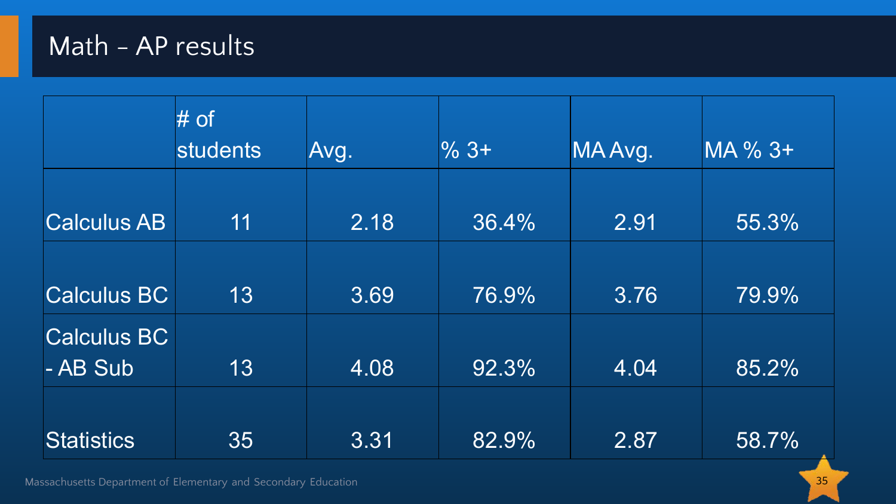# Math – AP results

| | # of students | Avg. | % 3+ | MA Avg. | MA % 3+ |
|---|---|---|---|---|---|
| Calculus AB | 11 | 2.18 | 36.4% | 2.91 | 55.3% |
| Calculus BC | 13 | 3.69 | 76.9% | 3.76 | 79.9% |
| Calculus BC - AB Sub | 13 | 4.08 | 92.3% | 4.04 | 85.2% |
| Statistics | 35 | 3.31 | 82.9% | 2.87 | 58.7% |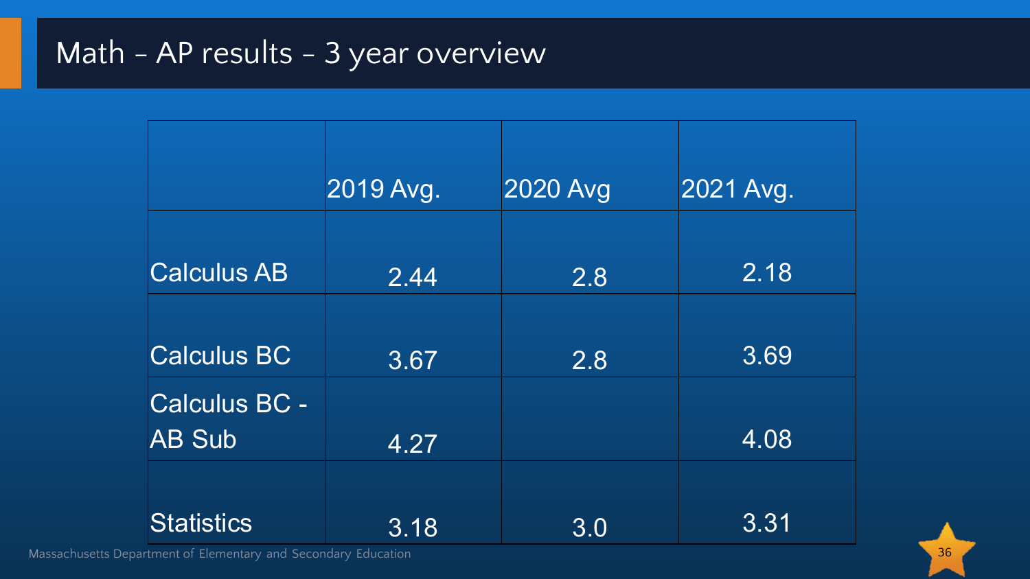# Math – AP results – 3 year overview

| | 2019 Avg. | 2020 Avg | 2021 Avg. |
|---|---|---|---|
| Calculus AB | 2.44 | 2.8 | 2.18 |
| Calculus BC | 3.67 | 2.8 | 3.69 |
| Calculus BC - AB Sub | 4.27 | | 4.08 |
| Statistics | 3.18 | 3.0 | 3.31 |

Massachusetts Department of Elementary and Secondary Education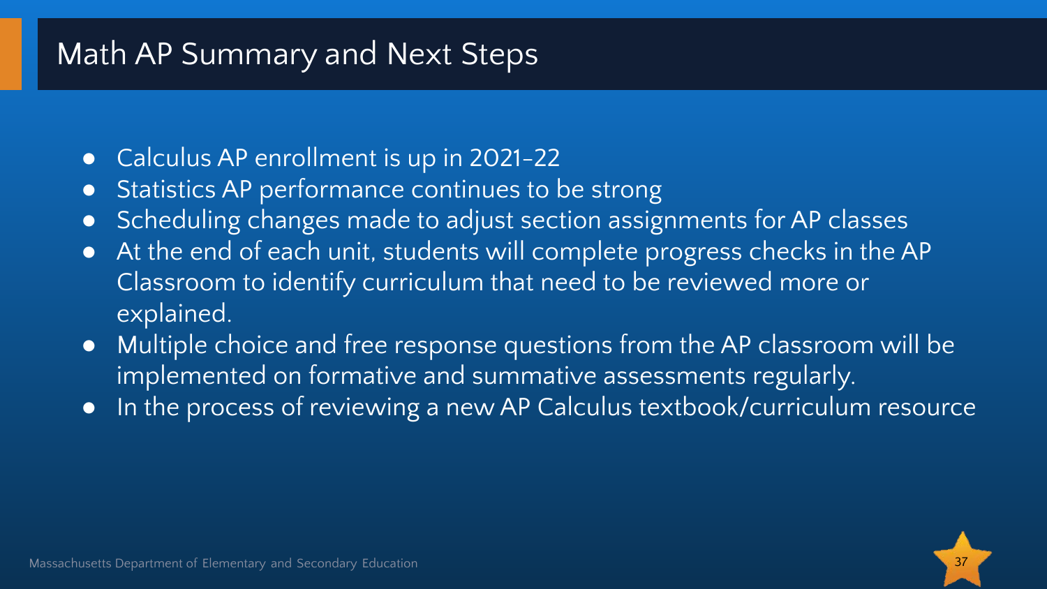# Math AP Summary and Next Steps

- Calculus AP enrollment is up in 2021-22
- Statistics AP performance continues to be strong
- Scheduling changes made to adjust section assignments for AP classes
- At the end of each unit, students will complete progress checks in the AP Classroom to identify curriculum that need to be reviewed more or explained.
- Multiple choice and free response questions from the AP classroom will be implemented on formative and summative assessments regularly.
- In the process of reviewing a new AP Calculus textbook/curriculum resource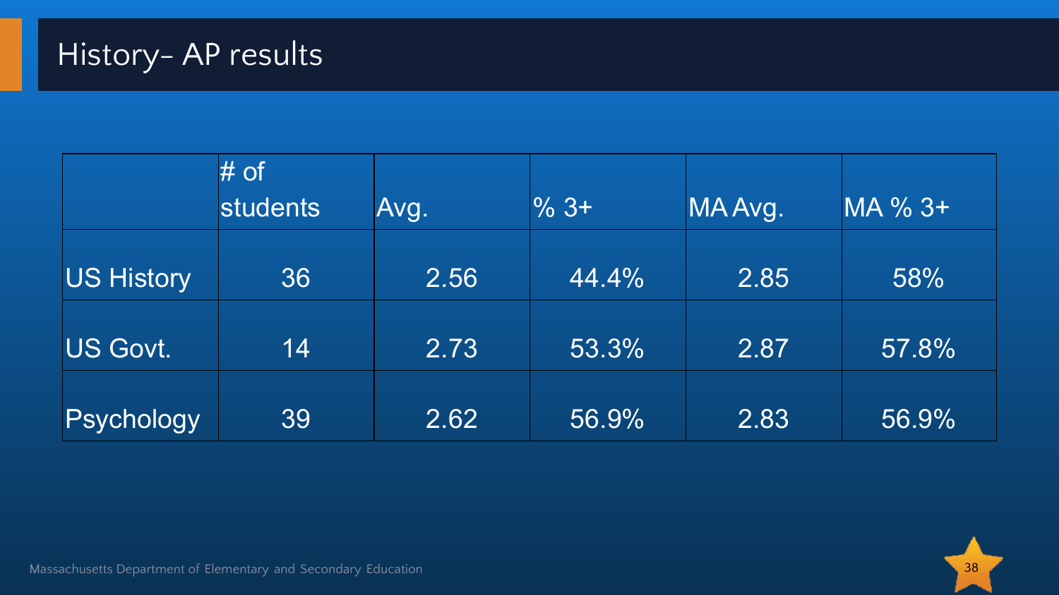# History- AP results

| | # of students | Avg. | % 3+ | MA Avg. | MA % 3+ |
|---|---|---|---|---|---|
| US History | 36 | 2.56 | 44.4% | 2.85 | 58% |
| US Govt. | 14 | 2.73 | 53.3% | 2.87 | 57.8% |
| Psychology | 39 | 2.62 | 56.9% | 2.83 | 56.9% |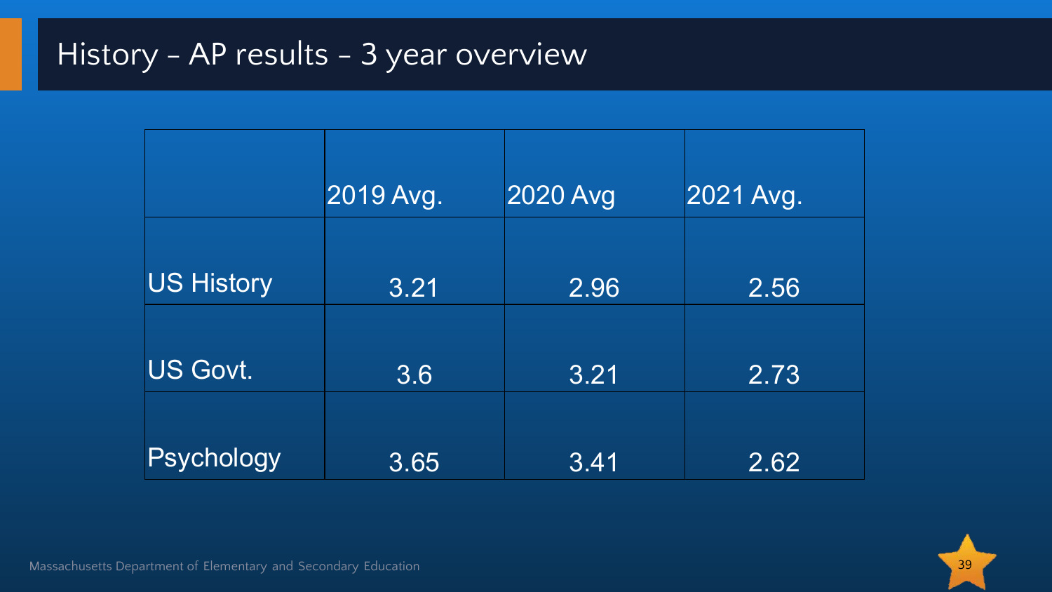# History - AP results - 3 year overview

| | 2019 Avg. | 2020 Avg | 2021 Avg. |
|---|---|---|---|
| US History | 3.21 | 2.96 | 2.56 |
| US Govt. | 3.6 | 3.21 | 2.73 |
| Psychology | 3.65 | 3.41 | 2.62 |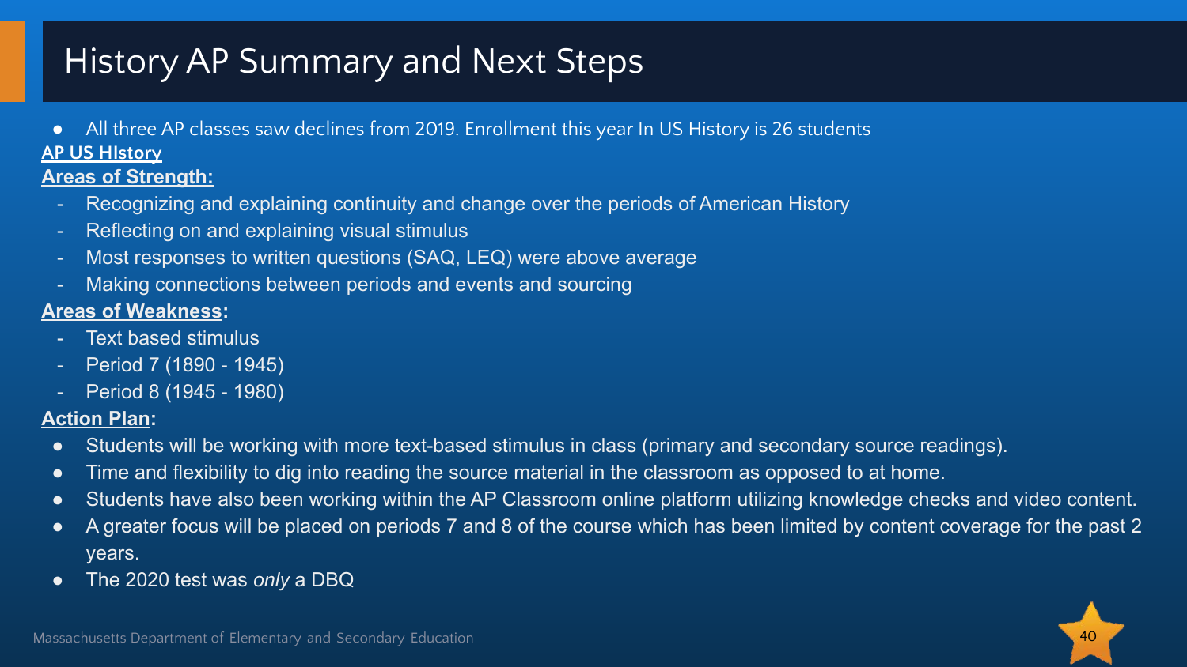# History AP Summary and Next Steps

- All three AP classes saw declines from 2019. Enrollment this year In US History is 26 students

**AP US HIstory**

**Areas of Strength:**

- Recognizing and explaining continuity and change over the periods of American History
- Reflecting on and explaining visual stimulus
- Most responses to written questions (SAQ, LEQ) were above average
- Making connections between periods and events and sourcing

**Areas of Weakness:**

- Text based stimulus
- Period 7 (1890 - 1945)
- Period 8 (1945 - 1980)

**Action Plan:**

- Students will be working with more text-based stimulus in class (primary and secondary source readings).
- Time and flexibility to dig into reading the source material in the classroom as opposed to at home.
- Students have also been working within the AP Classroom online platform utilizing knowledge checks and video content.
- A greater focus will be placed on periods 7 and 8 of the course which has been limited by content coverage for the past 2 years.
- The 2020 test was *only* a DBQ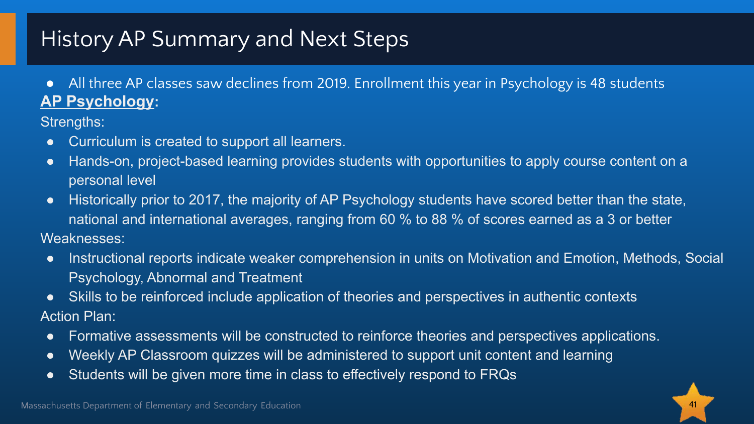# History AP Summary and Next Steps

- All three AP classes saw declines from 2019. Enrollment this year in Psychology is 48 students

**AP Psychology:**

Strengths:

- Curriculum is created to support all learners.
- Hands-on, project-based learning provides students with opportunities to apply course content on a personal level
- Historically prior to 2017, the majority of AP Psychology students have scored better than the state, national and international averages, ranging from 60 % to 88 % of scores earned as a 3 or better

Weaknesses:

- Instructional reports indicate weaker comprehension in units on Motivation and Emotion, Methods, Social Psychology, Abnormal and Treatment
- Skills to be reinforced include application of theories and perspectives in authentic contexts

Action Plan:

- Formative assessments will be constructed to reinforce theories and perspectives applications.
- Weekly AP Classroom quizzes will be administered to support unit content and learning
- Students will be given more time in class to effectively respond to FRQs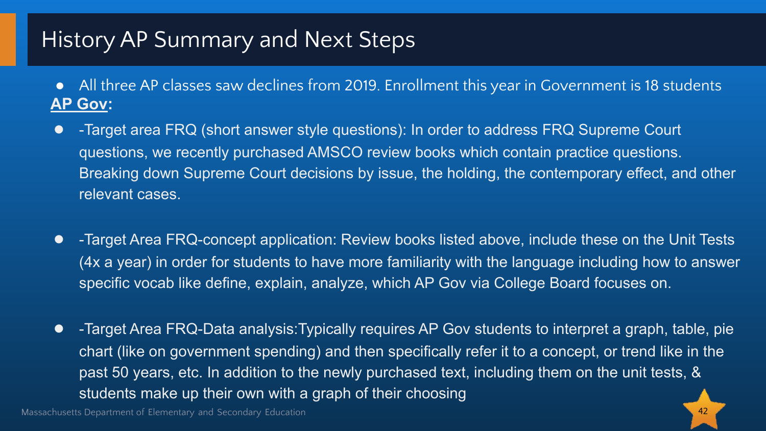# History AP Summary and Next Steps

- All three AP classes saw declines from 2019. Enrollment this year in Government is 18 students

**AP Gov:**

- -Target area FRQ (short answer style questions): In order to address FRQ Supreme Court questions, we recently purchased AMSCO review books which contain practice questions. Breaking down Supreme Court decisions by issue, the holding, the contemporary effect, and other relevant cases.

- -Target Area FRQ-concept application: Review books listed above, include these on the Unit Tests (4x a year) in order for students to have more familiarity with the language including how to answer specific vocab like define, explain, analyze, which AP Gov via College Board focuses on.

- -Target Area FRQ-Data analysis:Typically requires AP Gov students to interpret a graph, table, pie chart (like on government spending) and then specifically refer it to a concept, or trend like in the past 50 years, etc. In addition to the newly purchased text, including them on the unit tests, & students make up their own with a graph of their choosing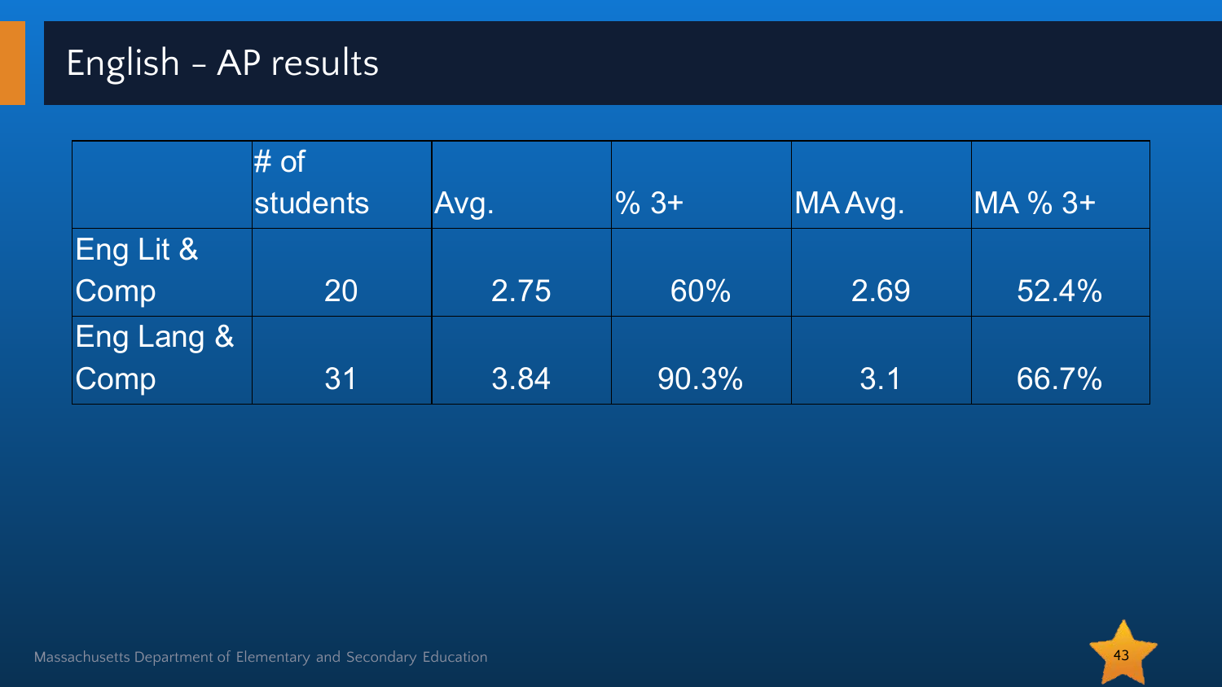# English - AP results

| | # of students | Avg. | % 3+ | MA Avg. | MA % 3+ |
|---|---|---|---|---|---|
| Eng Lit & Comp | 20 | 2.75 | 60% | 2.69 | 52.4% |
| Eng Lang & Comp | 31 | 3.84 | 90.3% | 3.1 | 66.7% |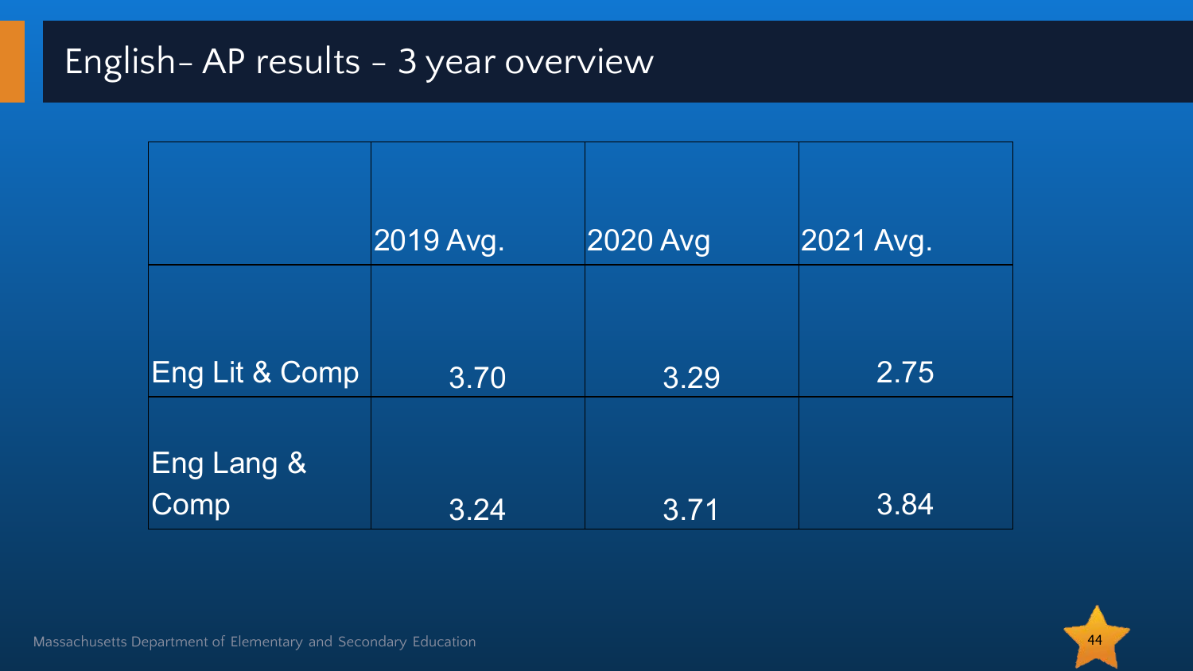# English- AP results - 3 year overview

| | 2019 Avg. | 2020 Avg | 2021 Avg. |
|---|---|---|---|
| Eng Lit & Comp | 3.70 | 3.29 | 2.75 |
| Eng Lang & Comp | 3.24 | 3.71 | 3.84 |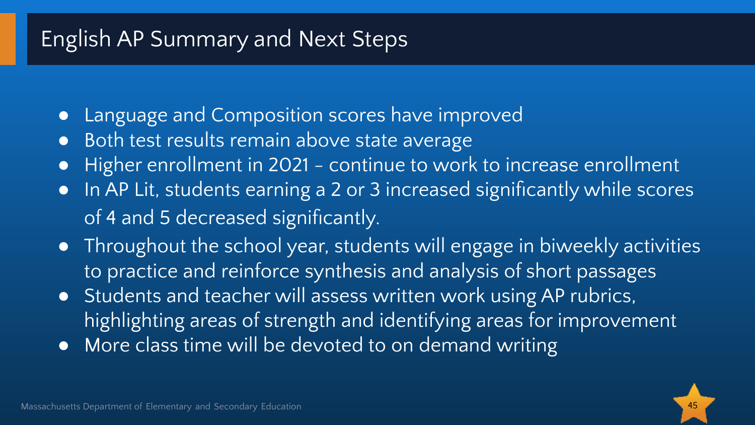# English AP Summary and Next Steps

- Language and Composition scores have improved
- Both test results remain above state average
- Higher enrollment in 2021 - continue to work to increase enrollment
- In AP Lit, students earning a 2 or 3 increased significantly while scores of 4 and 5 decreased significantly.
- Throughout the school year, students will engage in biweekly activities to practice and reinforce synthesis and analysis of short passages
- Students and teacher will assess written work using AP rubrics, highlighting areas of strength and identifying areas for improvement
- More class time will be devoted to on demand writing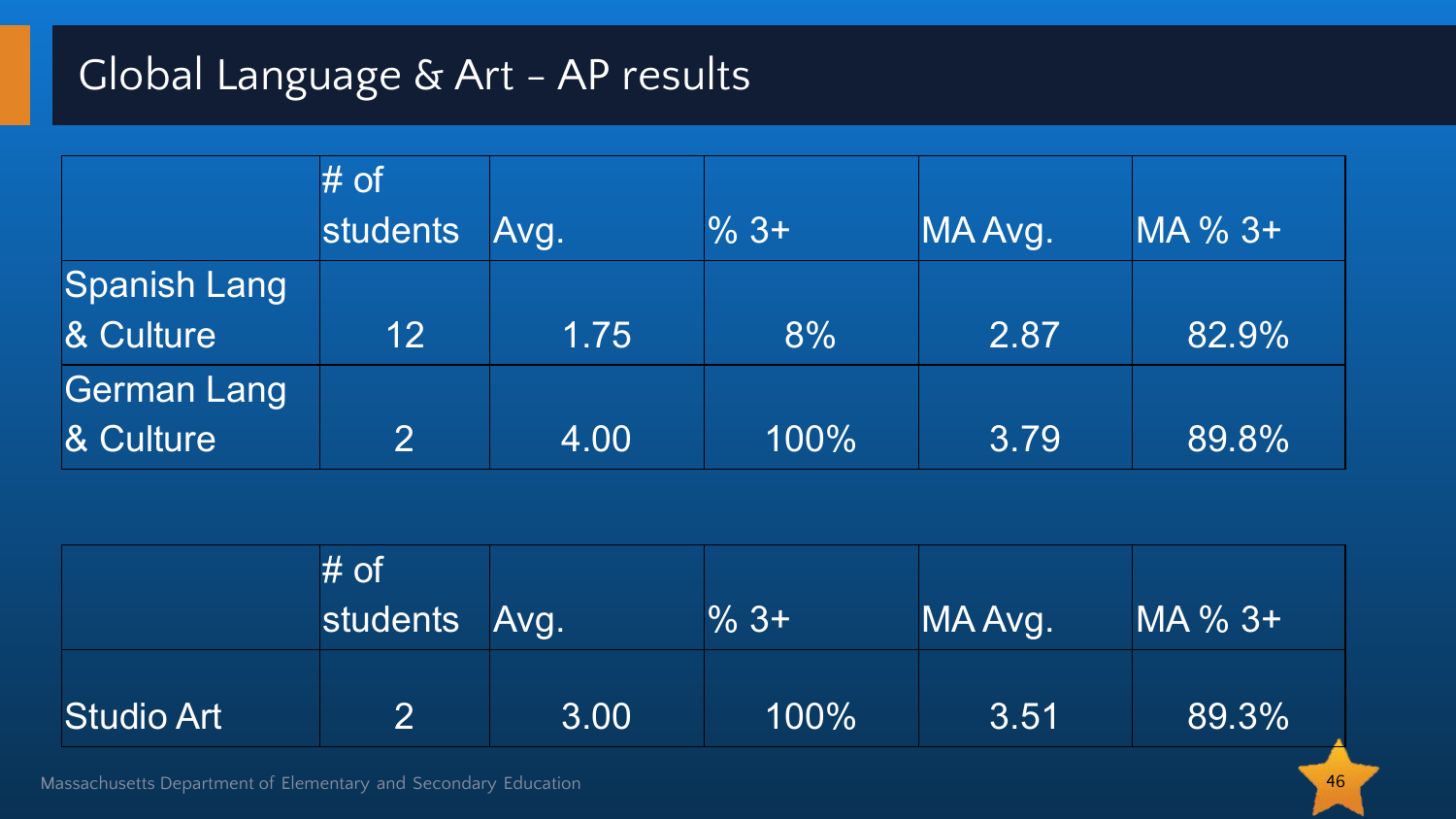# Global Language & Art - AP results

| | # of students | Avg. | % 3+ | MA Avg. | MA % 3+ |
|---|---|---|---|---|---|
| Spanish Lang & Culture | 12 | 1.75 | 8% | 2.87 | 82.9% |
| German Lang & Culture | 2 | 4.00 | 100% | 3.79 | 89.8% |

| | # of students | Avg. | % 3+ | MA Avg. | MA % 3+ |
|---|---|---|---|---|---|
| Studio Art | 2 | 3.00 | 100% | 3.51 | 89.3% |

Massachusetts Department of Elementary and Secondary Education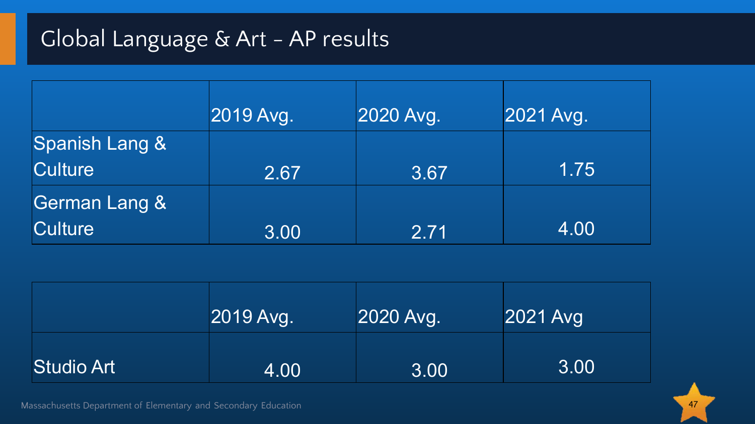# Global Language & Art – AP results

| | 2019 Avg. | 2020 Avg. | 2021 Avg. |
|---|---|---|---|
| Spanish Lang & Culture | 2.67 | 3.67 | 1.75 |
| German Lang & Culture | 3.00 | 2.71 | 4.00 |

| | 2019 Avg. | 2020 Avg. | 2021 Avg |
|---|---|---|---|
| Studio Art | 4.00 | 3.00 | 3.00 |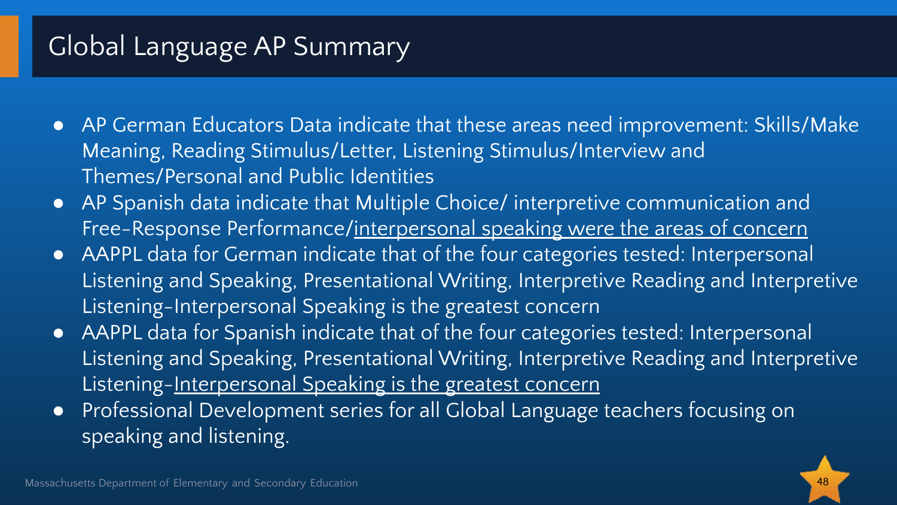# Global Language AP Summary

- AP German Educators Data indicate that these areas need improvement: Skills/Make Meaning, Reading Stimulus/Letter, Listening Stimulus/Interview and Themes/Personal and Public Identities
- AP Spanish data indicate that Multiple Choice/ interpretive communication and Free-Response Performance/<u>interpersonal speaking were the areas of concern</u>
- AAPPL data for German indicate that of the four categories tested: Interpersonal Listening and Speaking, Presentational Writing, Interpretive Reading and Interpretive Listening-Interpersonal Speaking is the greatest concern
- AAPPL data for Spanish indicate that of the four categories tested: Interpersonal Listening and Speaking, Presentational Writing, Interpretive Reading and Interpretive Listening-<u>Interpersonal Speaking is the greatest concern</u>
- Professional Development series for all Global Language teachers focusing on speaking and listening.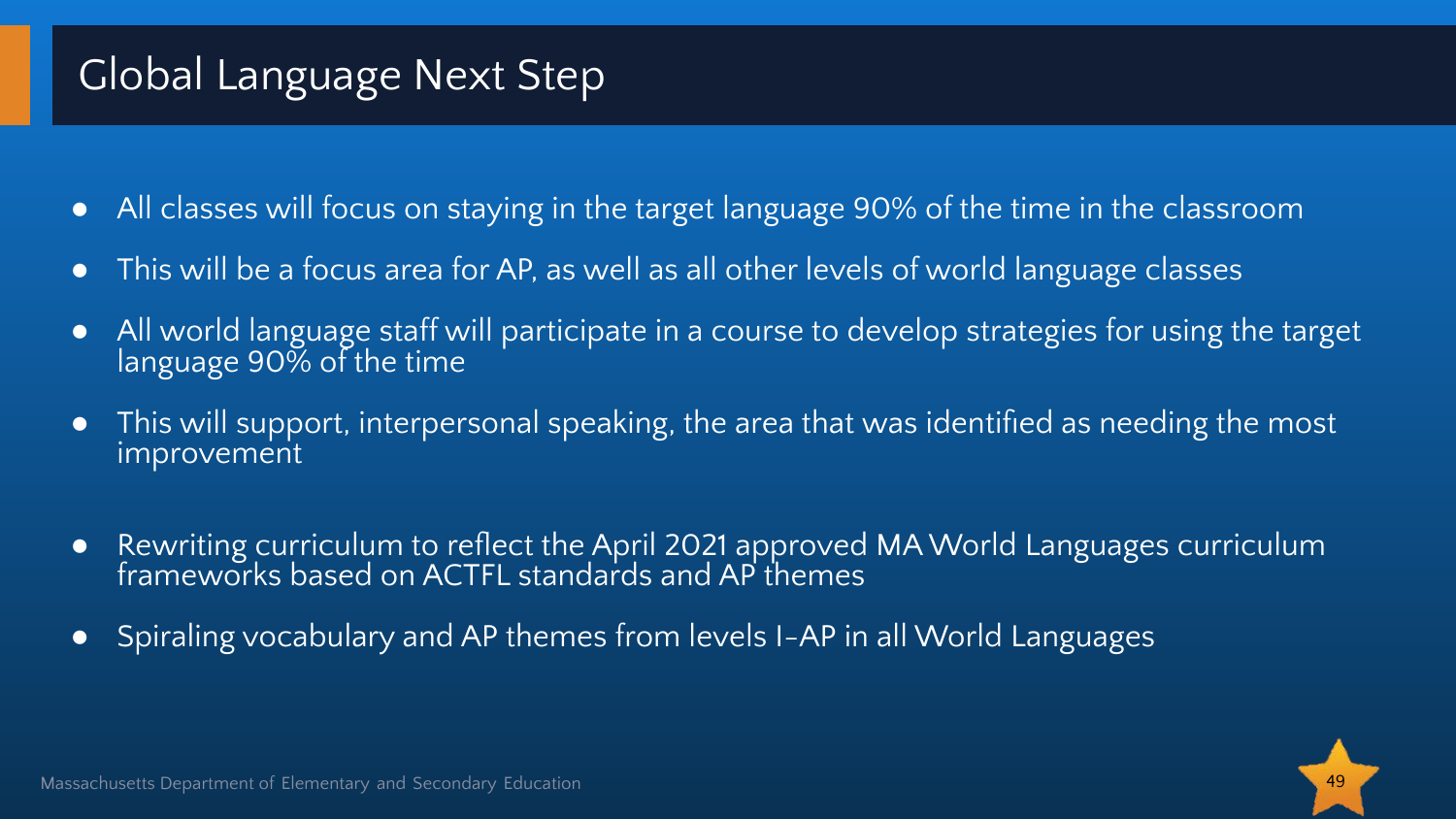# Global Language Next Step

- All classes will focus on staying in the target language 90% of the time in the classroom
- This will be a focus area for AP, as well as all other levels of world language classes
- All world language staff will participate in a course to develop strategies for using the target language 90% of the time
- This will support, interpersonal speaking, the area that was identified as needing the most improvement
- Rewriting curriculum to reflect the April 2021 approved MA World Languages curriculum frameworks based on ACTFL standards and AP themes
- Spiraling vocabulary and AP themes from levels I-AP in all World Languages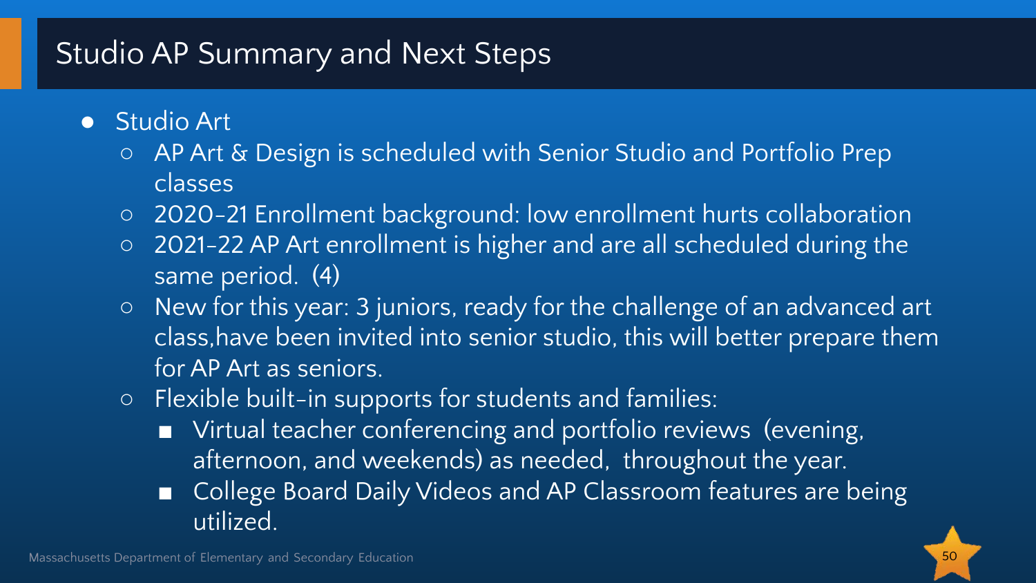# Studio AP Summary and Next Steps

- Studio Art
  - AP Art & Design is scheduled with Senior Studio and Portfolio Prep classes
  - 2020-21 Enrollment background: low enrollment hurts collaboration
  - 2021-22 AP Art enrollment is higher and are all scheduled during the same period. (4)
  - New for this year: 3 juniors, ready for the challenge of an advanced art class,have been invited into senior studio, this will better prepare them for AP Art as seniors.
  - Flexible built-in supports for students and families:
    - Virtual teacher conferencing and portfolio reviews (evening, afternoon, and weekends) as needed, throughout the year.
    - College Board Daily Videos and AP Classroom features are being utilized.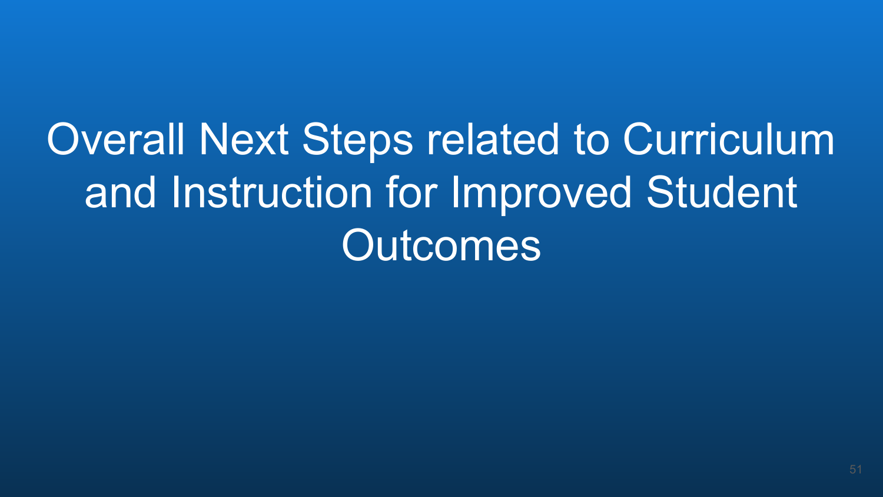# Overall Next Steps related to Curriculum and Instruction for Improved Student Outcomes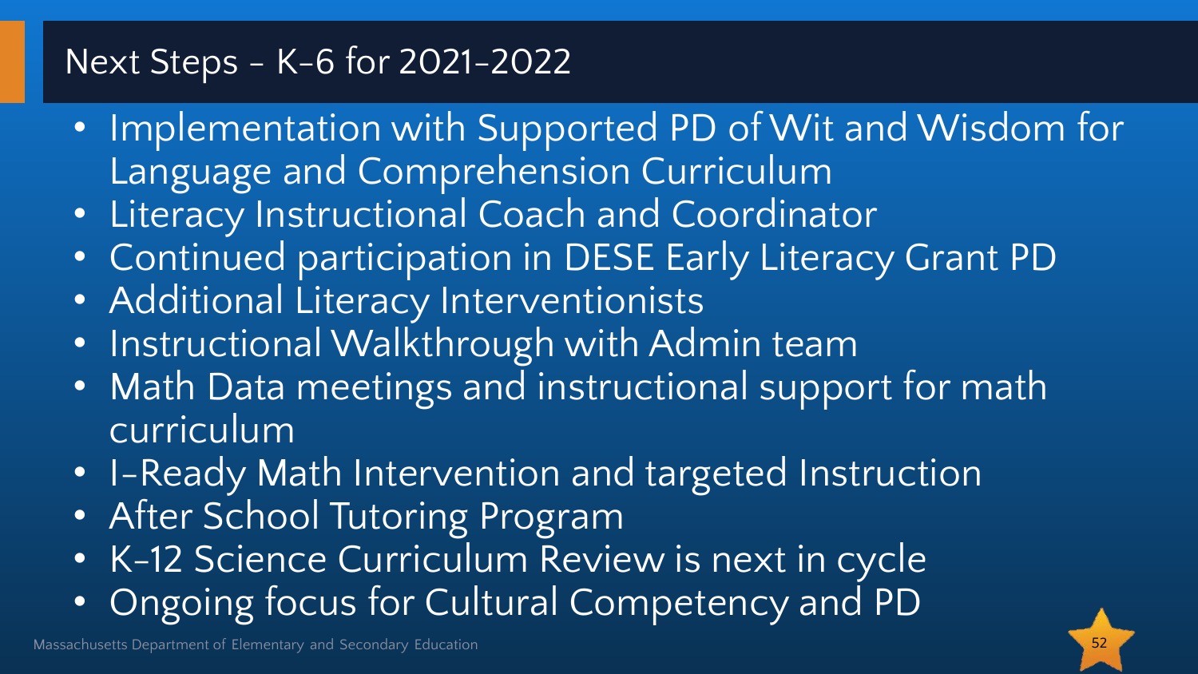# Next Steps - K-6 for 2021-2022

- Implementation with Supported PD of Wit and Wisdom for Language and Comprehension Curriculum
- Literacy Instructional Coach and Coordinator
- Continued participation in DESE Early Literacy Grant PD
- Additional Literacy Interventionists
- Instructional Walkthrough with Admin team
- Math Data meetings and instructional support for math curriculum
- I-Ready Math Intervention and targeted Instruction
- After School Tutoring Program
- K-12 Science Curriculum Review is next in cycle
- Ongoing focus for Cultural Competency and PD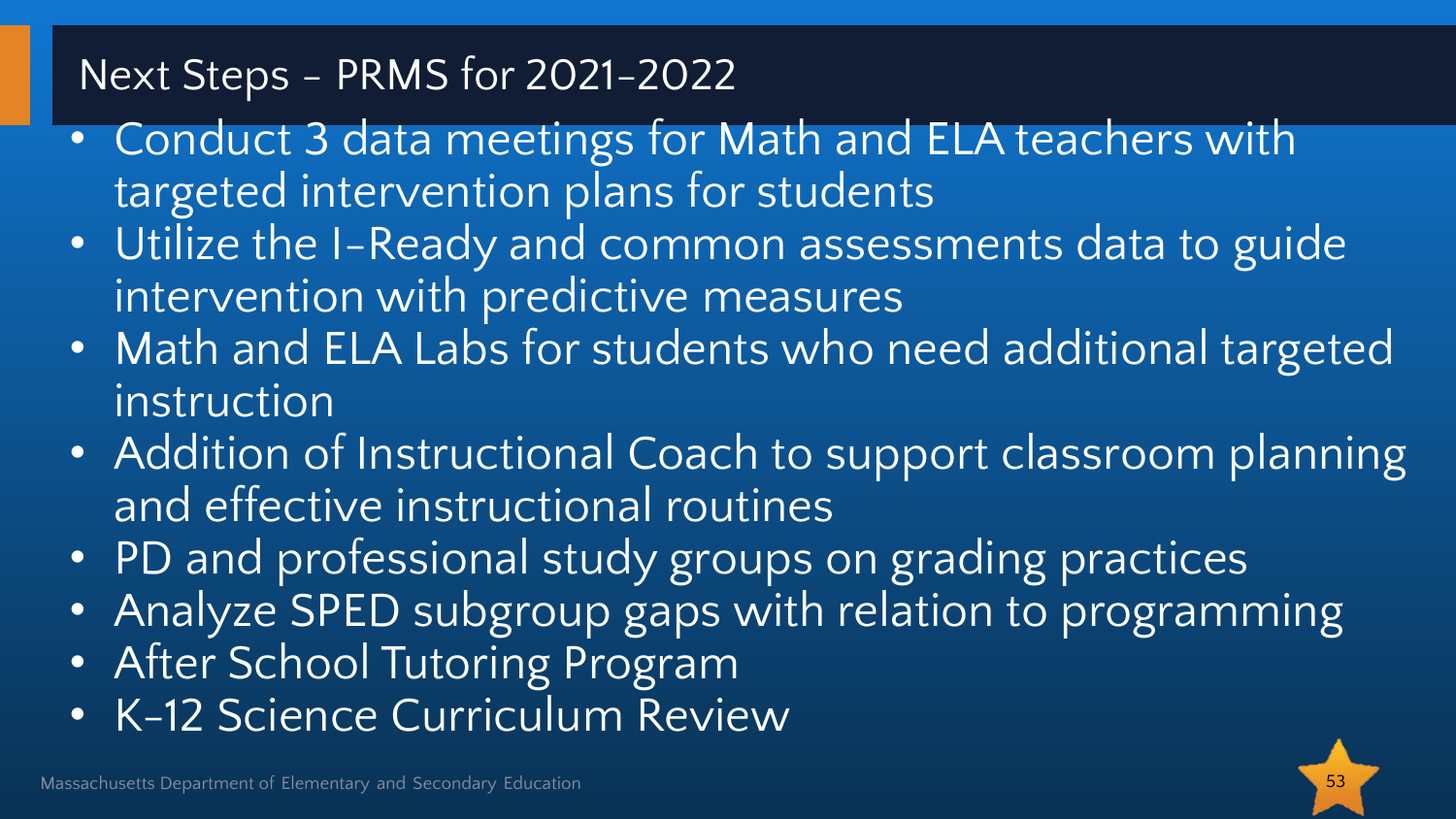# Next Steps - PRMS for 2021-2022

- Conduct 3 data meetings for Math and ELA teachers with targeted intervention plans for students
- Utilize the I-Ready and common assessments data to guide intervention with predictive measures
- Math and ELA Labs for students who need additional targeted instruction
- Addition of Instructional Coach to support classroom planning and effective instructional routines
- PD and professional study groups on grading practices
- Analyze SPED subgroup gaps with relation to programming
- After School Tutoring Program
- K-12 Science Curriculum Review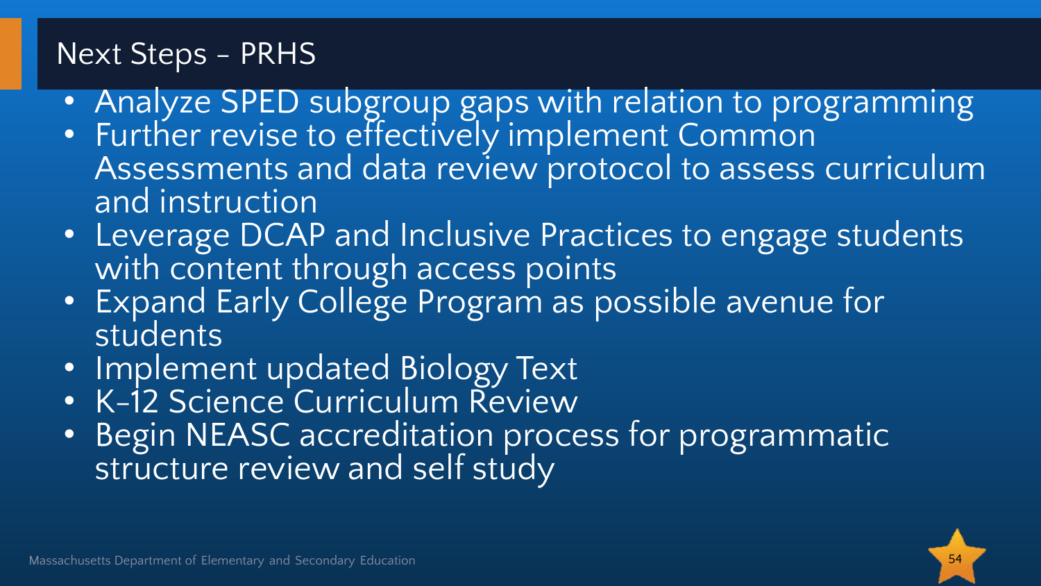# Next Steps – PRHS

- Analyze SPED subgroup gaps with relation to programming
- Further revise to effectively implement Common Assessments and data review protocol to assess curriculum and instruction
- Leverage DCAP and Inclusive Practices to engage students with content through access points
- Expand Early College Program as possible avenue for students
- Implement updated Biology Text
- K-12 Science Curriculum Review
- Begin NEASC accreditation process for programmatic structure review and self study